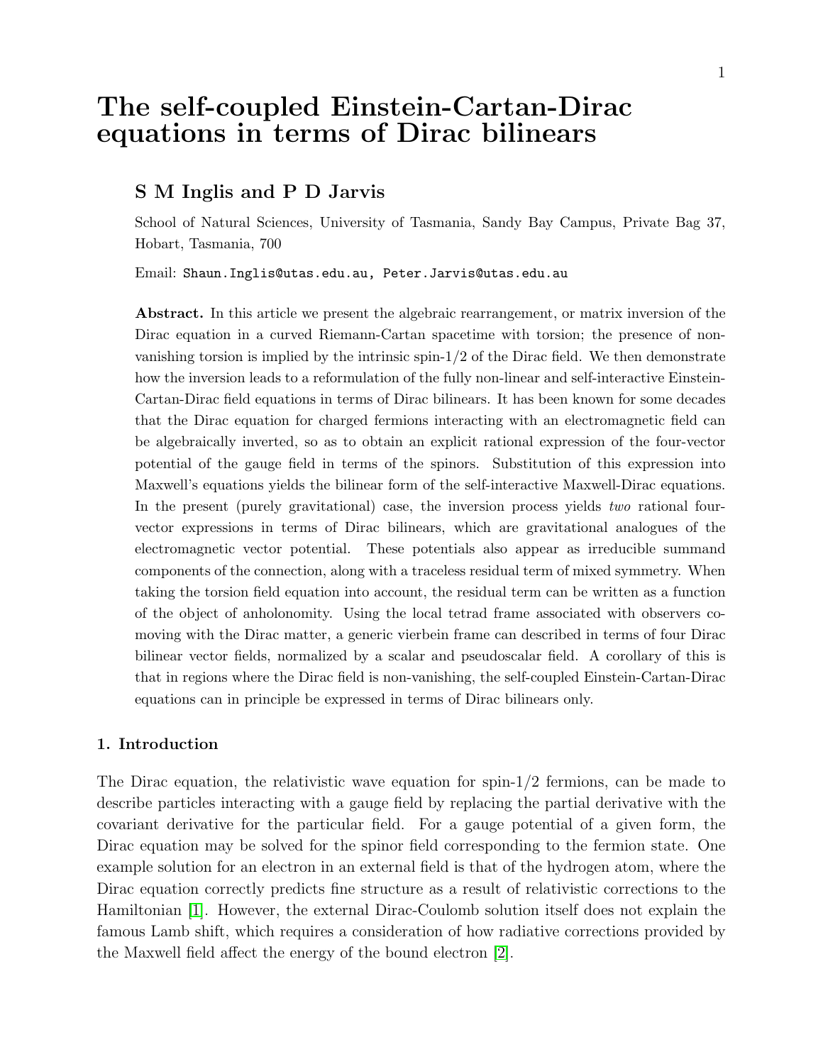# The self-coupled Einstein-Cartan-Dirac equations in terms of Dirac bilinears

## S M Inglis and P D Jarvis

School of Natural Sciences, University of Tasmania, Sandy Bay Campus, Private Bag 37, Hobart, Tasmania, 700

Email: Shaun.Inglis@utas.edu.au, Peter.Jarvis@utas.edu.au

**Abstract.** In this article we present the algebraic rearrangement, or matrix inversion of the Dirac equation in a curved Riemann-Cartan spacetime with torsion; the presence of non-vanishing torsion is implied by the intrinsic spin-1/2 of the Dirac field. We then demonstrate how the inversion leads to a reformulation of the fully non-linear and self-interactive Einstein-Cartan-Dirac field equations in terms of Dirac bilinears. It has been known for some decades that the Dirac equation for charged fermions interacting with an electromagnetic field can be algebraically inverted, so as to obtain an explicit rational expression of the four-vector potential of the gauge field in terms of the spinors. Substitution of this expression into Maxwell's equations yields the bilinear form of the self-interactive Maxwell-Dirac equations. In the present (purely gravitational) case, the inversion process yields *two* rational four-vector expressions in terms of Dirac bilinears, which are gravitational analogues of the electromagnetic vector potential. These potentials also appear as irreducible summand components of the connection, along with a traceless residual term of mixed symmetry. When taking the torsion field equation into account, the residual term can be written as a function of the object of anholonomity. Using the local tetrad frame associated with observers co-moving with the Dirac matter, a generic vierbein frame can described in terms of four Dirac bilinear vector fields, normalized by a scalar and pseudoscalar field. A corollary of this is that in regions where the Dirac field is non-vanishing, the self-coupled Einstein-Cartan-Dirac equations can in principle be expressed in terms of Dirac bilinears only.

### 1. Introduction

The Dirac equation, the relativistic wave equation for spin-1/2 fermions, can be made to describe particles interacting with a gauge field by replacing the partial derivative with the covariant derivative for the particular field. For a gauge potential of a given form, the Dirac equation may be solved for the spinor field corresponding to the fermion state. One example solution for an electron in an external field is that of the hydrogen atom, where the Dirac equation correctly predicts fine structure as a result of relativistic corrections to the Hamiltonian [1]. However, the external Dirac-Coulomb solution itself does not explain the famous Lamb shift, which requires a consideration of how radiative corrections provided by the Maxwell field affect the energy of the bound electron [2].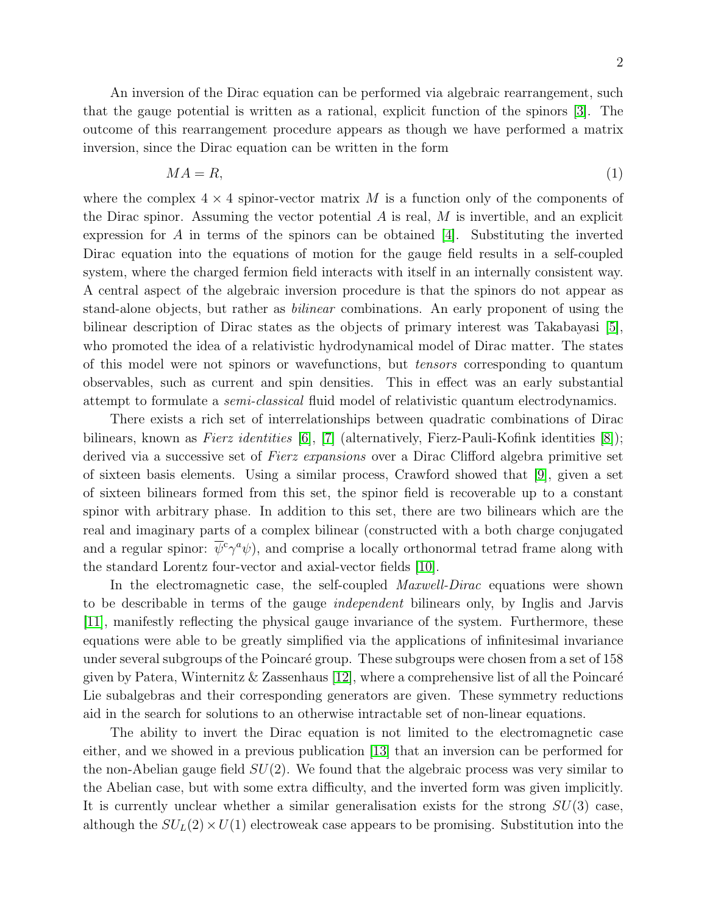An inversion of the Dirac equation can be performed via algebraic rearrangement, such that the gauge potential is written as a rational, explicit function of the spinors [3]. The outcome of this rearrangement procedure appears as though we have performed a matrix inversion, since the Dirac equation can be written in the form

$$MA = R, \tag{1}$$

where the complex $4 \times 4$ spinor-vector matrix $M$ is a function only of the components of the Dirac spinor. Assuming the vector potential $A$ is real, $M$ is invertible, and an explicit expression for $A$ in terms of the spinors can be obtained [4]. Substituting the inverted Dirac equation into the equations of motion for the gauge field results in a self-coupled system, where the charged fermion field interacts with itself in an internally consistent way. A central aspect of the algebraic inversion procedure is that the spinors do not appear as stand-alone objects, but rather as *bilinear* combinations. An early proponent of using the bilinear description of Dirac states as the objects of primary interest was Takabayasi [5], who promoted the idea of a relativistic hydrodynamical model of Dirac matter. The states of this model were not spinors or wavefunctions, but *tensors* corresponding to quantum observables, such as current and spin densities. This in effect was an early substantial attempt to formulate a *semi-classical* fluid model of relativistic quantum electrodynamics.

There exists a rich set of interrelationships between quadratic combinations of Dirac bilinears, known as *Fierz identities* [6], [7] (alternatively, Fierz-Pauli-Kofink identities [8]); derived via a successive set of *Fierz expansions* over a Dirac Clifford algebra primitive set of sixteen basis elements. Using a similar process, Crawford showed that [9], given a set of sixteen bilinears formed from this set, the spinor field is recoverable up to a constant spinor with arbitrary phase. In addition to this set, there are two bilinears which are the real and imaginary parts of a complex bilinear (constructed with a both charge conjugated and a regular spinor: $\overline{\psi}^c\gamma^a\psi$), and comprise a locally orthonormal tetrad frame along with the standard Lorentz four-vector and axial-vector fields [10].

In the electromagnetic case, the self-coupled *Maxwell-Dirac* equations were shown to be describable in terms of the gauge *independent* bilinears only, by Inglis and Jarvis [11], manifestly reflecting the physical gauge invariance of the system. Furthermore, these equations were able to be greatly simplified via the applications of infinitesimal invariance under several subgroups of the Poincaré group. These subgroups were chosen from a set of 158 given by Patera, Winternitz & Zassenhaus [12], where a comprehensive list of all the Poincaré Lie subalgebras and their corresponding generators are given. These symmetry reductions aid in the search for solutions to an otherwise intractable set of non-linear equations.

The ability to invert the Dirac equation is not limited to the electromagnetic case either, and we showed in a previous publication [13] that an inversion can be performed for the non-Abelian gauge field $SU(2)$. We found that the algebraic process was very similar to the Abelian case, but with some extra difficulty, and the inverted form was given implicitly. It is currently unclear whether a similar generalisation exists for the strong $SU(3)$ case, although the $SU_L(2) \times U(1)$ electroweak case appears to be promising. Substitution into the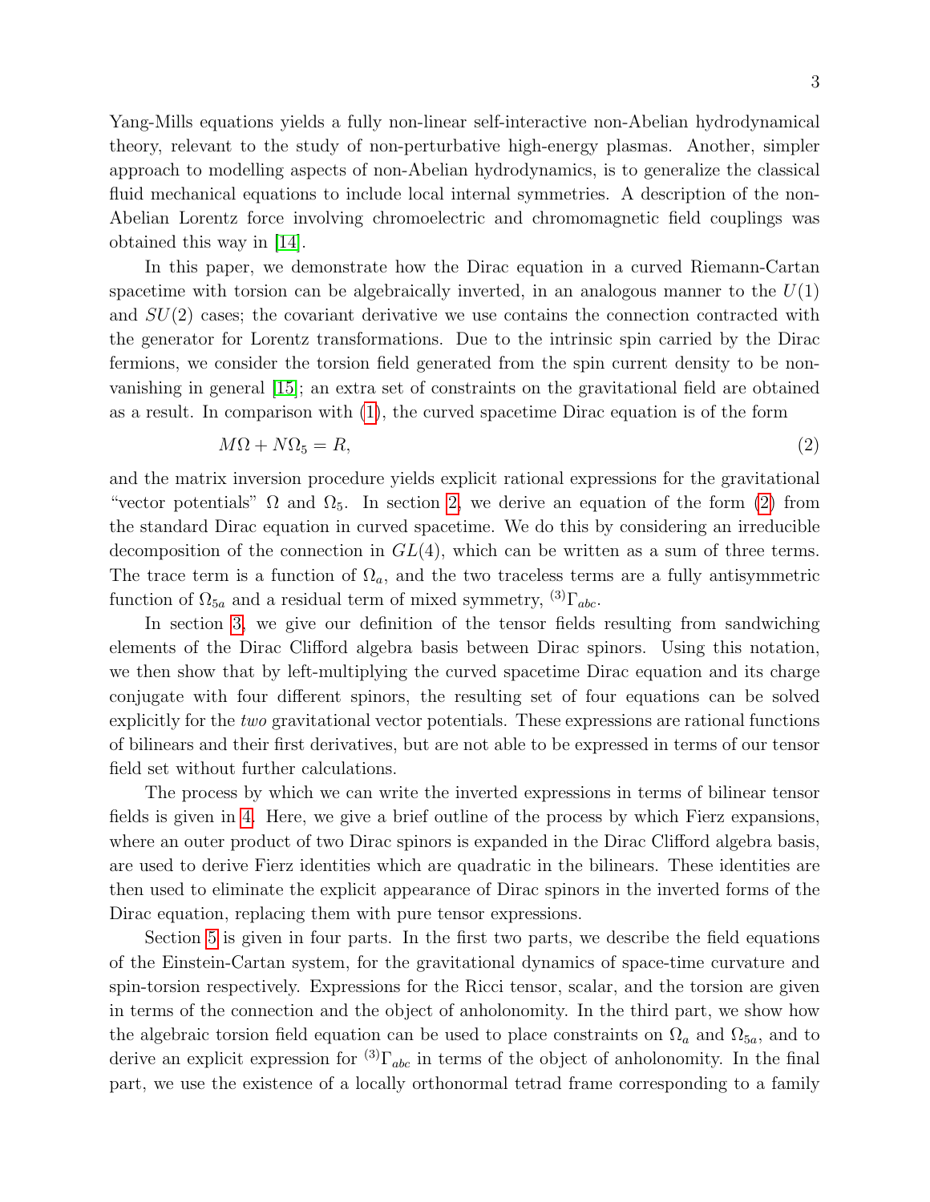Yang-Mills equations yields a fully non-linear self-interactive non-Abelian hydrodynamical theory, relevant to the study of non-perturbative high-energy plasmas. Another, simpler approach to modelling aspects of non-Abelian hydrodynamics, is to generalize the classical fluid mechanical equations to include local internal symmetries. A description of the non-Abelian Lorentz force involving chromoelectric and chromomagnetic field couplings was obtained this way in [14].

In this paper, we demonstrate how the Dirac equation in a curved Riemann-Cartan spacetime with torsion can be algebraically inverted, in an analogous manner to the $U(1)$ and $SU(2)$ cases; the covariant derivative we use contains the connection contracted with the generator for Lorentz transformations. Due to the intrinsic spin carried by the Dirac fermions, we consider the torsion field generated from the spin current density to be non-vanishing in general [15]; an extra set of constraints on the gravitational field are obtained as a result. In comparison with (1), the curved spacetime Dirac equation is of the form

$$M\Omega + N\Omega_5 = R, \tag{2}$$

and the matrix inversion procedure yields explicit rational expressions for the gravitational "vector potentials" $\Omega$ and $\Omega_5$. In section 2, we derive an equation of the form (2) from the standard Dirac equation in curved spacetime. We do this by considering an irreducible decomposition of the connection in $GL(4)$, which can be written as a sum of three terms. The trace term is a function of $\Omega_a$, and the two traceless terms are a fully antisymmetric function of $\Omega_{5a}$ and a residual term of mixed symmetry, ${}^{(3)}\Gamma_{abc}$.

In section 3, we give our definition of the tensor fields resulting from sandwiching elements of the Dirac Clifford algebra basis between Dirac spinors. Using this notation, we then show that by left-multiplying the curved spacetime Dirac equation and its charge conjugate with four different spinors, the resulting set of four equations can be solved explicitly for the *two* gravitational vector potentials. These expressions are rational functions of bilinears and their first derivatives, but are not able to be expressed in terms of our tensor field set without further calculations.

The process by which we can write the inverted expressions in terms of bilinear tensor fields is given in 4. Here, we give a brief outline of the process by which Fierz expansions, where an outer product of two Dirac spinors is expanded in the Dirac Clifford algebra basis, are used to derive Fierz identities which are quadratic in the bilinears. These identities are then used to eliminate the explicit appearance of Dirac spinors in the inverted forms of the Dirac equation, replacing them with pure tensor expressions.

Section 5 is given in four parts. In the first two parts, we describe the field equations of the Einstein-Cartan system, for the gravitational dynamics of space-time curvature and spin-torsion respectively. Expressions for the Ricci tensor, scalar, and the torsion are given in terms of the connection and the object of anholonomity. In the third part, we show how the algebraic torsion field equation can be used to place constraints on $\Omega_a$ and $\Omega_{5a}$, and to derive an explicit expression for ${}^{(3)}\Gamma_{abc}$ in terms of the object of anholonomity. In the final part, we use the existence of a locally orthonormal tetrad frame corresponding to a family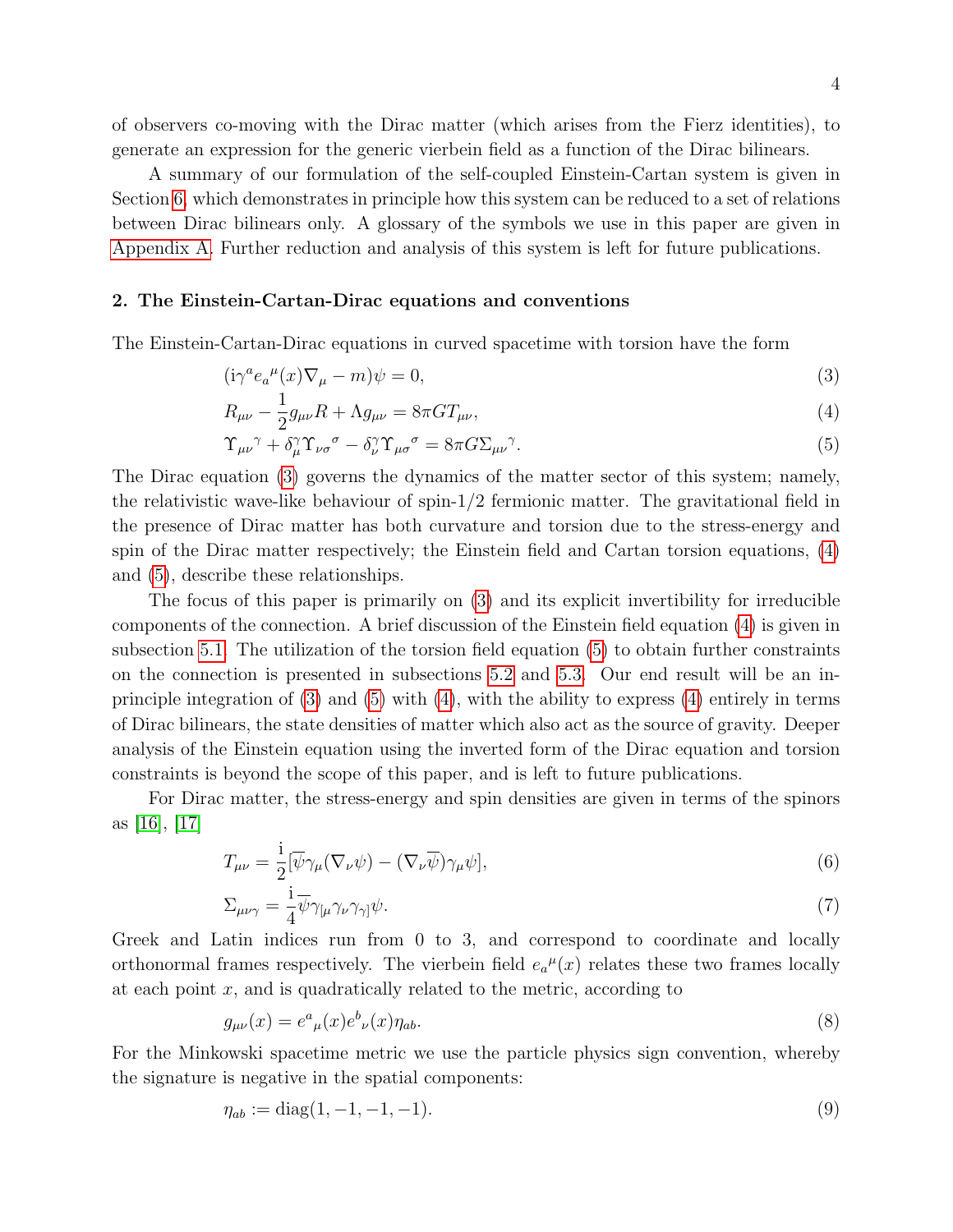of observers co-moving with the Dirac matter (which arises from the Fierz identities), to generate an expression for the generic vierbein field as a function of the Dirac bilinears.

A summary of our formulation of the self-coupled Einstein-Cartan system is given in Section 6, which demonstrates in principle how this system can be reduced to a set of relations between Dirac bilinears only. A glossary of the symbols we use in this paper are given in Appendix A. Further reduction and analysis of this system is left for future publications.

## 2. The Einstein-Cartan-Dirac equations and conventions

The Einstein-Cartan-Dirac equations in curved spacetime with torsion have the form

$$(\mathrm{i}\gamma^a e_a{}^\mu(x)\nabla_\mu - m)\psi = 0, \tag{3}$$

$$R_{\mu\nu} - \frac{1}{2}g_{\mu\nu}R + \Lambda g_{\mu\nu} = 8\pi G T_{\mu\nu}, \tag{4}$$

$$\Upsilon_{\mu\nu}{}^\gamma + \delta_\mu^\gamma \Upsilon_{\nu\sigma}{}^\sigma - \delta_\nu^\gamma \Upsilon_{\mu\sigma}{}^\sigma = 8\pi G \Sigma_{\mu\nu}{}^\gamma. \tag{5}$$

The Dirac equation (3) governs the dynamics of the matter sector of this system; namely, the relativistic wave-like behaviour of spin-1/2 fermionic matter. The gravitational field in the presence of Dirac matter has both curvature and torsion due to the stress-energy and spin of the Dirac matter respectively; the Einstein field and Cartan torsion equations, (4) and (5), describe these relationships.

The focus of this paper is primarily on (3) and its explicit invertibility for irreducible components of the connection. A brief discussion of the Einstein field equation (4) is given in subsection 5.1. The utilization of the torsion field equation (5) to obtain further constraints on the connection is presented in subsections 5.2 and 5.3. Our end result will be an in-principle integration of (3) and (5) with (4), with the ability to express (4) entirely in terms of Dirac bilinears, the state densities of matter which also act as the source of gravity. Deeper analysis of the Einstein equation using the inverted form of the Dirac equation and torsion constraints is beyond the scope of this paper, and is left to future publications.

For Dirac matter, the stress-energy and spin densities are given in terms of the spinors as [16], [17]

$$T_{\mu\nu} = \frac{\mathrm{i}}{2}[\overline{\psi}\gamma_\mu(\nabla_\nu\psi) - (\nabla_\nu\overline{\psi})\gamma_\mu\psi], \tag{6}$$

$$\Sigma_{\mu\nu\gamma} = \frac{\mathrm{i}}{4}\overline{\psi}\gamma_{[\mu}\gamma_\nu\gamma_{\gamma]}\psi. \tag{7}$$

Greek and Latin indices run from 0 to 3, and correspond to coordinate and locally orthonormal frames respectively. The vierbein field $e_a{}^\mu(x)$ relates these two frames locally at each point $x$, and is quadratically related to the metric, according to

$$g_{\mu\nu}(x) = e^a{}_\mu(x)e^b{}_\nu(x)\eta_{ab}. \tag{8}$$

For the Minkowski spacetime metric we use the particle physics sign convention, whereby the signature is negative in the spatial components:

$$\eta_{ab} := \mathrm{diag}(1, -1, -1, -1). \tag{9}$$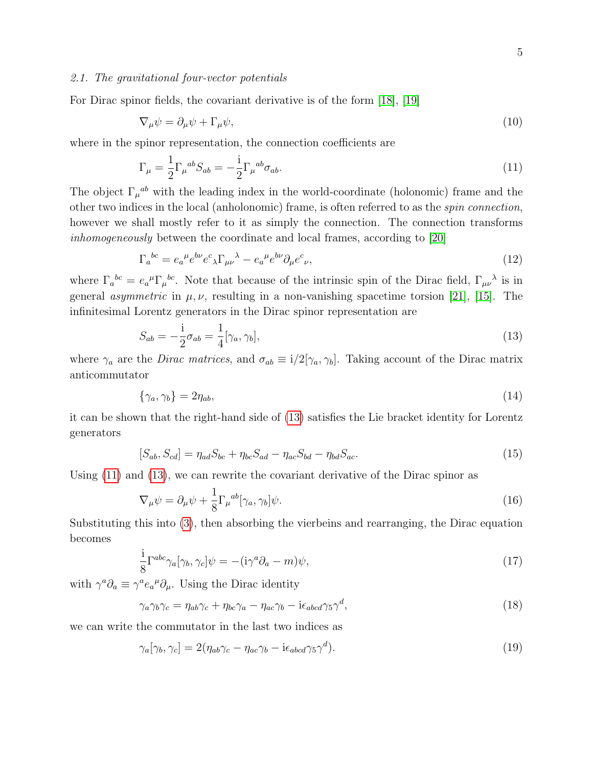### 2.1. The gravitational four-vector potentials

For Dirac spinor fields, the covariant derivative is of the form [18], [19]

$$\nabla_\mu \psi = \partial_\mu \psi + \Gamma_\mu \psi, \tag{10}$$

where in the spinor representation, the connection coefficients are

$$\Gamma_\mu = \frac{1}{2}\Gamma_\mu{}^{ab} S_{ab} = -\frac{\mathrm{i}}{2}\Gamma_\mu{}^{ab}\sigma_{ab}. \tag{11}$$

The object $\Gamma_\mu{}^{ab}$ with the leading index in the world-coordinate (holonomic) frame and the other two indices in the local (anholonomic) frame, is often referred to as the *spin connection*, however we shall mostly refer to it as simply the connection. The connection transforms *inhomogeneously* between the coordinate and local frames, according to [20]

$$\Gamma_a{}^{bc} = e_a{}^\mu e^{b\nu} e^c{}_\lambda \Gamma_{\mu\nu}{}^\lambda - e_a{}^\mu e^{b\nu} \partial_\mu e^c{}_\nu, \tag{12}$$

where $\Gamma_a{}^{bc} = e_a{}^\mu \Gamma_\mu{}^{bc}$. Note that because of the intrinsic spin of the Dirac field, $\Gamma_{\mu\nu}{}^\lambda$ is in general *asymmetric* in $\mu, \nu$, resulting in a non-vanishing spacetime torsion [21], [15]. The infinitesimal Lorentz generators in the Dirac spinor representation are

$$S_{ab} = -\frac{\mathrm{i}}{2}\sigma_{ab} = \frac{1}{4}[\gamma_a, \gamma_b], \tag{13}$$

where $\gamma_a$ are the *Dirac matrices*, and $\sigma_{ab} \equiv \mathrm{i}/2[\gamma_a, \gamma_b]$. Taking account of the Dirac matrix anticommutator

$$\{\gamma_a, \gamma_b\} = 2\eta_{ab}, \tag{14}$$

it can be shown that the right-hand side of (13) satisfies the Lie bracket identity for Lorentz generators

$$[S_{ab}, S_{cd}] = \eta_{ad} S_{bc} + \eta_{bc} S_{ad} - \eta_{ac} S_{bd} - \eta_{bd} S_{ac}. \tag{15}$$

Using (11) and (13), we can rewrite the covariant derivative of the Dirac spinor as

$$\nabla_\mu \psi = \partial_\mu \psi + \frac{1}{8}\Gamma_\mu{}^{ab}[\gamma_a, \gamma_b]\psi. \tag{16}$$

Substituting this into (3), then absorbing the vierbeins and rearranging, the Dirac equation becomes

$$\frac{\mathrm{i}}{8}\Gamma^{abc}\gamma_a[\gamma_b, \gamma_c]\psi = -(\mathrm{i}\gamma^a \partial_a - m)\psi, \tag{17}$$

with $\gamma^a \partial_a \equiv \gamma^a e_a{}^\mu \partial_\mu$. Using the Dirac identity

$$\gamma_a \gamma_b \gamma_c = \eta_{ab}\gamma_c + \eta_{bc}\gamma_a - \eta_{ac}\gamma_b - \mathrm{i}\epsilon_{abcd}\gamma_5 \gamma^d, \tag{18}$$

we can write the commutator in the last two indices as

$$\gamma_a[\gamma_b, \gamma_c] = 2(\eta_{ab}\gamma_c - \eta_{ac}\gamma_b - \mathrm{i}\epsilon_{abcd}\gamma_5 \gamma^d). \tag{19}$$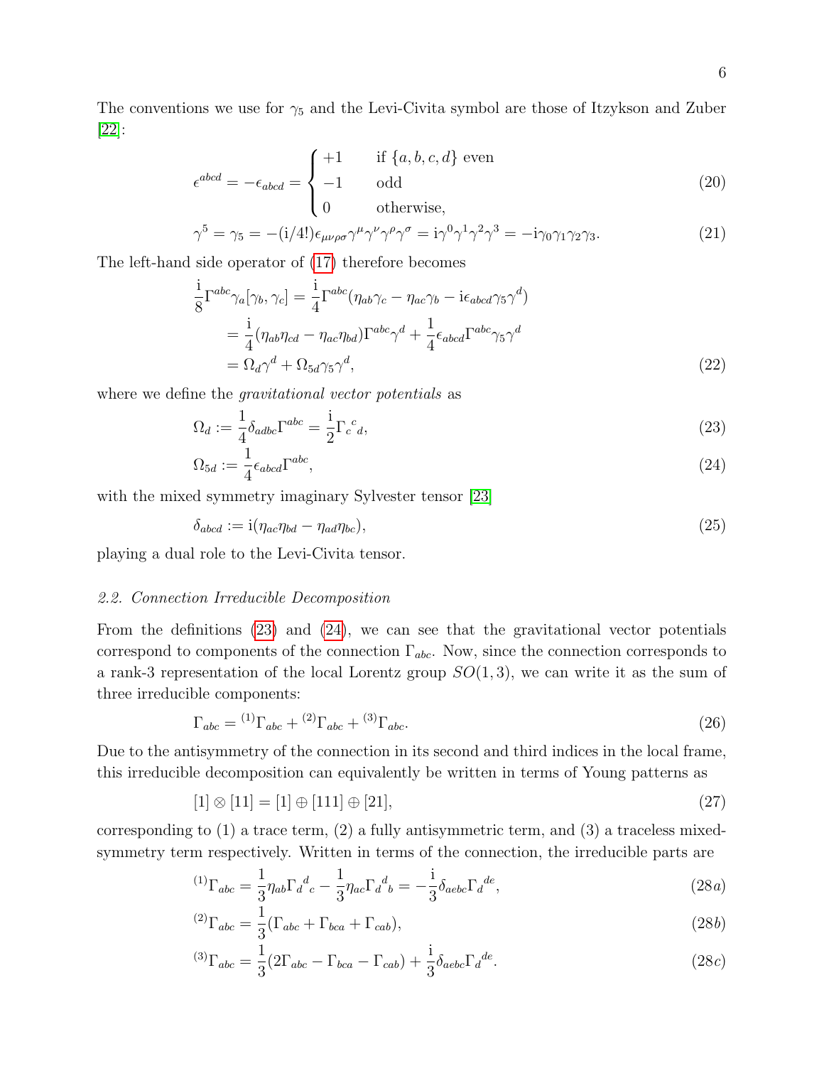The conventions we use for $\gamma_5$ and the Levi-Civita symbol are those of Itzykson and Zuber [22]:

$$
\epsilon^{abcd} = -\epsilon_{abcd} = \begin{cases} +1 & \text{if } \{a,b,c,d\} \text{ even} \\ -1 & \text{odd} \\ 0 & \text{otherwise,} \end{cases} \tag{20}
$$

$$
\gamma^5 = \gamma_5 = -(\mathrm{i}/4!)\epsilon_{\mu\nu\rho\sigma}\gamma^\mu\gamma^\nu\gamma^\rho\gamma^\sigma = \mathrm{i}\gamma^0\gamma^1\gamma^2\gamma^3 = -\mathrm{i}\gamma_0\gamma_1\gamma_2\gamma_3. \tag{21}
$$

The left-hand side operator of (17) therefore becomes

$$
\begin{aligned}
\frac{\mathrm{i}}{8}\Gamma^{abc}\gamma_a[\gamma_b,\gamma_c] &= \frac{\mathrm{i}}{4}\Gamma^{abc}(\eta_{ab}\gamma_c - \eta_{ac}\gamma_b - \mathrm{i}\epsilon_{abcd}\gamma_5\gamma^d) \\
&= \frac{\mathrm{i}}{4}(\eta_{ab}\eta_{cd} - \eta_{ac}\eta_{bd})\Gamma^{abc}\gamma^d + \frac{1}{4}\epsilon_{abcd}\Gamma^{abc}\gamma_5\gamma^d \\
&= \Omega_d\gamma^d + \Omega_{5d}\gamma_5\gamma^d,
\end{aligned} \tag{22}
$$

where we define the *gravitational vector potentials* as

$$
\Omega_d := \frac{1}{4}\delta_{adbc}\Gamma^{abc} = \frac{\mathrm{i}}{2}\Gamma_c{}^c{}_d, \tag{23}
$$

$$
\Omega_{5d} := \frac{1}{4}\epsilon_{abcd}\Gamma^{abc}, \tag{24}
$$

with the mixed symmetry imaginary Sylvester tensor [23]

$$
\delta_{abcd} := \mathrm{i}(\eta_{ac}\eta_{bd} - \eta_{ad}\eta_{bc}), \tag{25}
$$

playing a dual role to the Levi-Civita tensor.

### *2.2. Connection Irreducible Decomposition*

From the definitions (23) and (24), we can see that the gravitational vector potentials correspond to components of the connection $\Gamma_{abc}$. Now, since the connection corresponds to a rank-3 representation of the local Lorentz group $SO(1,3)$, we can write it as the sum of three irreducible components:

$$
\Gamma_{abc} = {}^{(1)}\Gamma_{abc} + {}^{(2)}\Gamma_{abc} + {}^{(3)}\Gamma_{abc}. \tag{26}
$$

Due to the antisymmetry of the connection in its second and third indices in the local frame, this irreducible decomposition can equivalently be written in terms of Young patterns as

$$
[1] \otimes [11] = [1] \oplus [111] \oplus [21], \tag{27}
$$

corresponding to (1) a trace term, (2) a fully antisymmetric term, and (3) a traceless mixed-symmetry term respectively. Written in terms of the connection, the irreducible parts are

$$
{}^{(1)}\Gamma_{abc} = \frac{1}{3}\eta_{ab}\Gamma_d{}^d{}_c - \frac{1}{3}\eta_{ac}\Gamma_d{}^d{}_b = -\frac{\mathrm{i}}{3}\delta_{aebc}\Gamma_d{}^{de}, \tag{28$a$}
$$

$$
{}^{(2)}\Gamma_{abc} = \frac{1}{3}(\Gamma_{abc} + \Gamma_{bca} + \Gamma_{cab}), \tag{28$b$}
$$

$$
{}^{(3)}\Gamma_{abc} = \frac{1}{3}(2\Gamma_{abc} - \Gamma_{bca} - \Gamma_{cab}) + \frac{\mathrm{i}}{3}\delta_{aebc}\Gamma_d{}^{de}. \tag{28$c$}
$$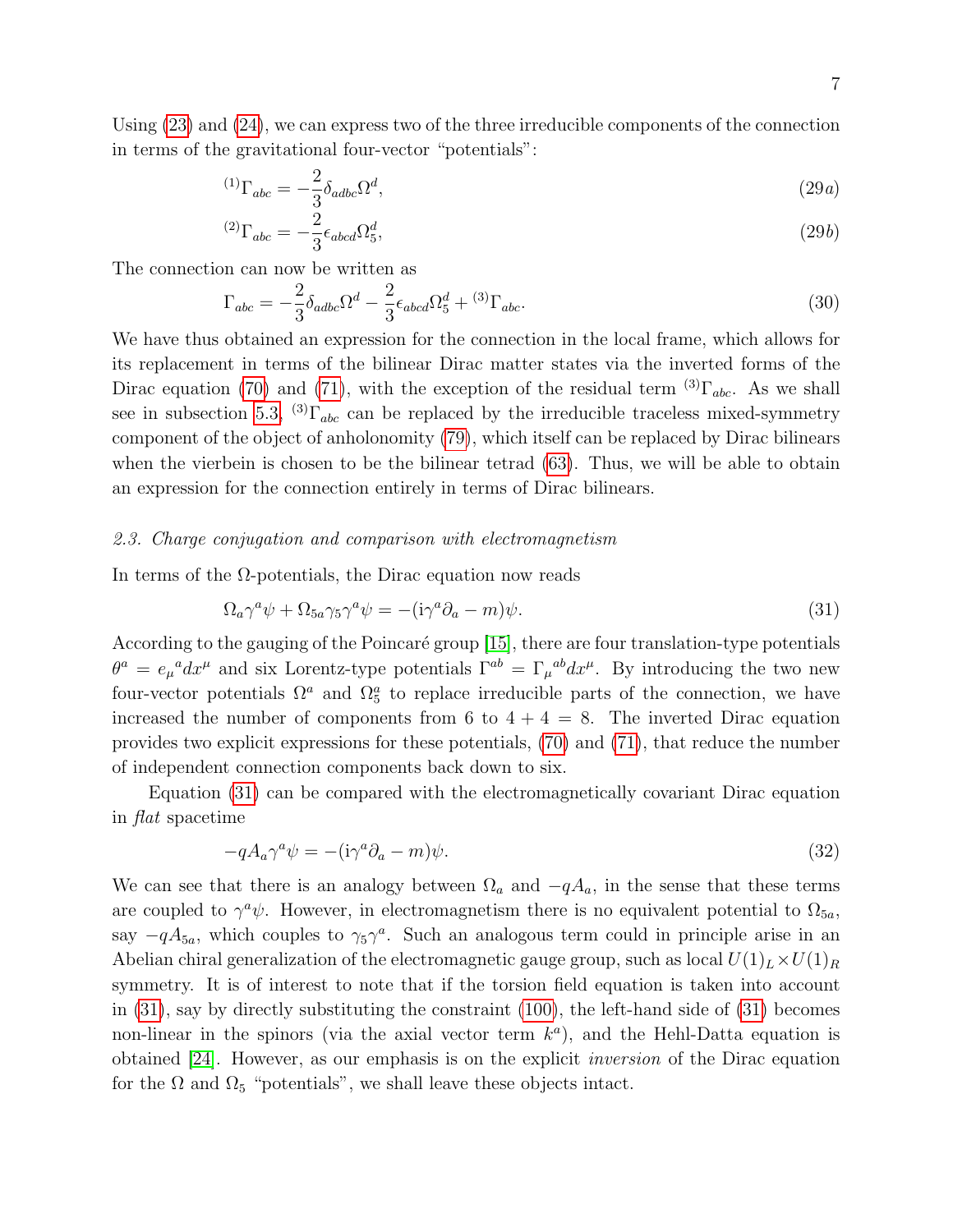Using (23) and (24), we can express two of the three irreducible components of the connection in terms of the gravitational four-vector "potentials":

$$
{}^{(1)}\Gamma_{abc} = -\frac{2}{3}\delta_{adbc}\Omega^{d}, \tag{29a}
$$

$$
{}^{(2)}\Gamma_{abc} = -\frac{2}{3}\epsilon_{abcd}\Omega_{5}^{d}, \tag{29b}
$$

The connection can now be written as

$$
\Gamma_{abc} = -\frac{2}{3}\delta_{adbc}\Omega^{d} - \frac{2}{3}\epsilon_{abcd}\Omega_{5}^{d} + {}^{(3)}\Gamma_{abc}. \tag{30}
$$

We have thus obtained an expression for the connection in the local frame, which allows for its replacement in terms of the bilinear Dirac matter states via the inverted forms of the Dirac equation (70) and (71), with the exception of the residual term ${}^{(3)}\Gamma_{abc}$. As we shall see in subsection 5.3, ${}^{(3)}\Gamma_{abc}$ can be replaced by the irreducible traceless mixed-symmetry component of the object of anholonomity (79), which itself can be replaced by Dirac bilinears when the vierbein is chosen to be the bilinear tetrad (63). Thus, we will be able to obtain an expression for the connection entirely in terms of Dirac bilinears.

### *2.3. Charge conjugation and comparison with electromagnetism*

In terms of the $\Omega$-potentials, the Dirac equation now reads

$$
\Omega_{a}\gamma^{a}\psi + \Omega_{5a}\gamma_{5}\gamma^{a}\psi = -(\mathrm{i}\gamma^{a}\partial_{a} - m)\psi. \tag{31}
$$

According to the gauging of the Poincaré group [15], there are four translation-type potentials $\theta^{a} = e_{\mu}{}^{a}dx^{\mu}$ and six Lorentz-type potentials $\Gamma^{ab} = \Gamma_{\mu}{}^{ab}dx^{\mu}$. By introducing the two new four-vector potentials $\Omega^{a}$ and $\Omega_{5}^{a}$ to replace irreducible parts of the connection, we have increased the number of components from 6 to $4+4=8$. The inverted Dirac equation provides two explicit expressions for these potentials, (70) and (71), that reduce the number of independent connection components back down to six.

Equation (31) can be compared with the electromagnetically covariant Dirac equation in *flat* spacetime

$$
-qA_{a}\gamma^{a}\psi = -(\mathrm{i}\gamma^{a}\partial_{a} - m)\psi. \tag{32}
$$

We can see that there is an analogy between $\Omega_{a}$ and $-qA_{a}$, in the sense that these terms are coupled to $\gamma^{a}\psi$. However, in electromagnetism there is no equivalent potential to $\Omega_{5a}$, say $-qA_{5a}$, which couples to $\gamma_{5}\gamma^{a}$. Such an analogous term could in principle arise in an Abelian chiral generalization of the electromagnetic gauge group, such as local $U(1)_{L}\times U(1)_{R}$ symmetry. It is of interest to note that if the torsion field equation is taken into account in (31), say by directly substituting the constraint (100), the left-hand side of (31) becomes non-linear in the spinors (via the axial vector term $k^{a}$), and the Hehl-Datta equation is obtained [24]. However, as our emphasis is on the explicit *inversion* of the Dirac equation for the $\Omega$ and $\Omega_{5}$ "potentials", we shall leave these objects intact.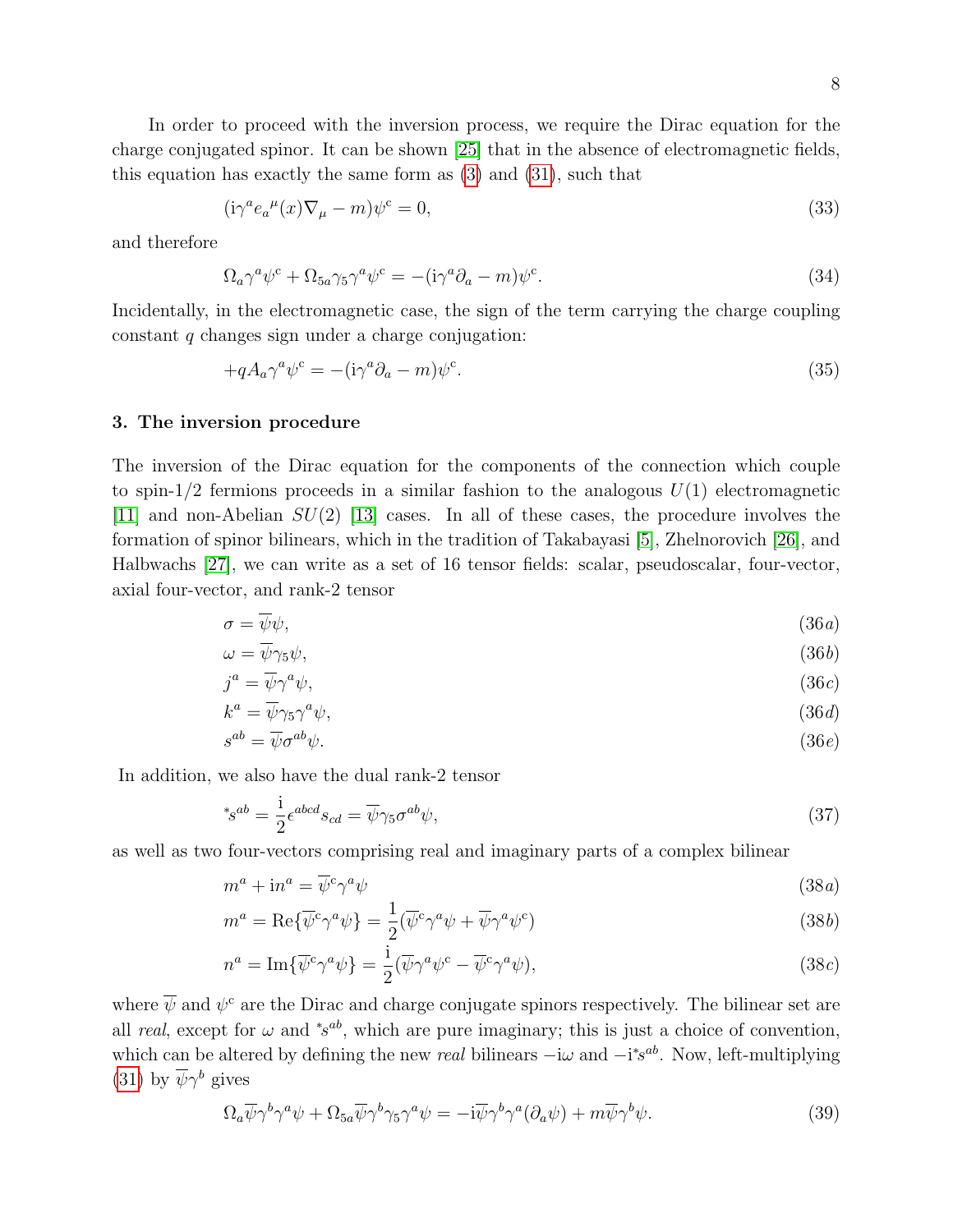In order to proceed with the inversion process, we require the Dirac equation for the charge conjugated spinor. It can be shown [25] that in the absence of electromagnetic fields, this equation has exactly the same form as (3) and (31), such that

$$(\mathrm{i}\gamma^a e_a{}^\mu(x)\nabla_\mu - m)\psi^{\mathrm{c}} = 0, \tag{33}$$

and therefore

$$\Omega_a\gamma^a\psi^{\mathrm{c}} + \Omega_{5a}\gamma_5\gamma^a\psi^{\mathrm{c}} = -(\mathrm{i}\gamma^a\partial_a - m)\psi^{\mathrm{c}}. \tag{34}$$

Incidentally, in the electromagnetic case, the sign of the term carrying the charge coupling constant $q$ changes sign under a charge conjugation:

$$+qA_a\gamma^a\psi^{\mathrm{c}} = -(\mathrm{i}\gamma^a\partial_a - m)\psi^{\mathrm{c}}. \tag{35}$$

## 3. The inversion procedure

The inversion of the Dirac equation for the components of the connection which couple to spin-1/2 fermions proceeds in a similar fashion to the analogous $U(1)$ electromagnetic [11] and non-Abelian $SU(2)$ [13] cases. In all of these cases, the procedure involves the formation of spinor bilinears, which in the tradition of Takabayasi [5], Zhelnorovich [26], and Halbwachs [27], we can write as a set of 16 tensor fields: scalar, pseudoscalar, four-vector, axial four-vector, and rank-2 tensor

$$\sigma = \overline{\psi}\psi, \tag{36a}$$

$$\omega = \overline{\psi}\gamma_5\psi, \tag{36b}$$

$$j^a = \overline{\psi}\gamma^a\psi, \tag{36c}$$

$$k^a = \overline{\psi}\gamma_5\gamma^a\psi, \tag{36d}$$

$$s^{ab} = \overline{\psi}\sigma^{ab}\psi. \tag{36e}$$

In addition, we also have the dual rank-2 tensor

$${}^*s^{ab} = \frac{\mathrm{i}}{2}\epsilon^{abcd}s_{cd} = \overline{\psi}\gamma_5\sigma^{ab}\psi, \tag{37}$$

as well as two four-vectors comprising real and imaginary parts of a complex bilinear

$$m^a + \mathrm{i}n^a = \overline{\psi^{\mathrm{c}}}\gamma^a\psi \tag{38a}$$

$$m^a = \mathrm{Re}\{\overline{\psi^{\mathrm{c}}}\gamma^a\psi\} = \frac{1}{2}(\overline{\psi^{\mathrm{c}}}\gamma^a\psi + \overline{\psi}\gamma^a\psi^{\mathrm{c}}) \tag{38b}$$

$$n^a = \mathrm{Im}\{\overline{\psi^{\mathrm{c}}}\gamma^a\psi\} = \frac{\mathrm{i}}{2}(\overline{\psi}\gamma^a\psi^{\mathrm{c}} - \overline{\psi^{\mathrm{c}}}\gamma^a\psi), \tag{38c}$$

where $\overline{\psi}$ and $\psi^{\mathrm{c}}$ are the Dirac and charge conjugate spinors respectively. The bilinear set are all *real*, except for $\omega$ and ${}^*s^{ab}$, which are pure imaginary; this is just a choice of convention, which can be altered by defining the new *real* bilinears $-\mathrm{i}\omega$ and $-\mathrm{i}{}^*s^{ab}$. Now, left-multiplying (31) by $\overline{\psi}\gamma^b$ gives

$$\Omega_a\overline{\psi}\gamma^b\gamma^a\psi + \Omega_{5a}\overline{\psi}\gamma^b\gamma_5\gamma^a\psi = -\mathrm{i}\overline{\psi}\gamma^b\gamma^a(\partial_a\psi) + m\overline{\psi}\gamma^b\psi. \tag{39}$$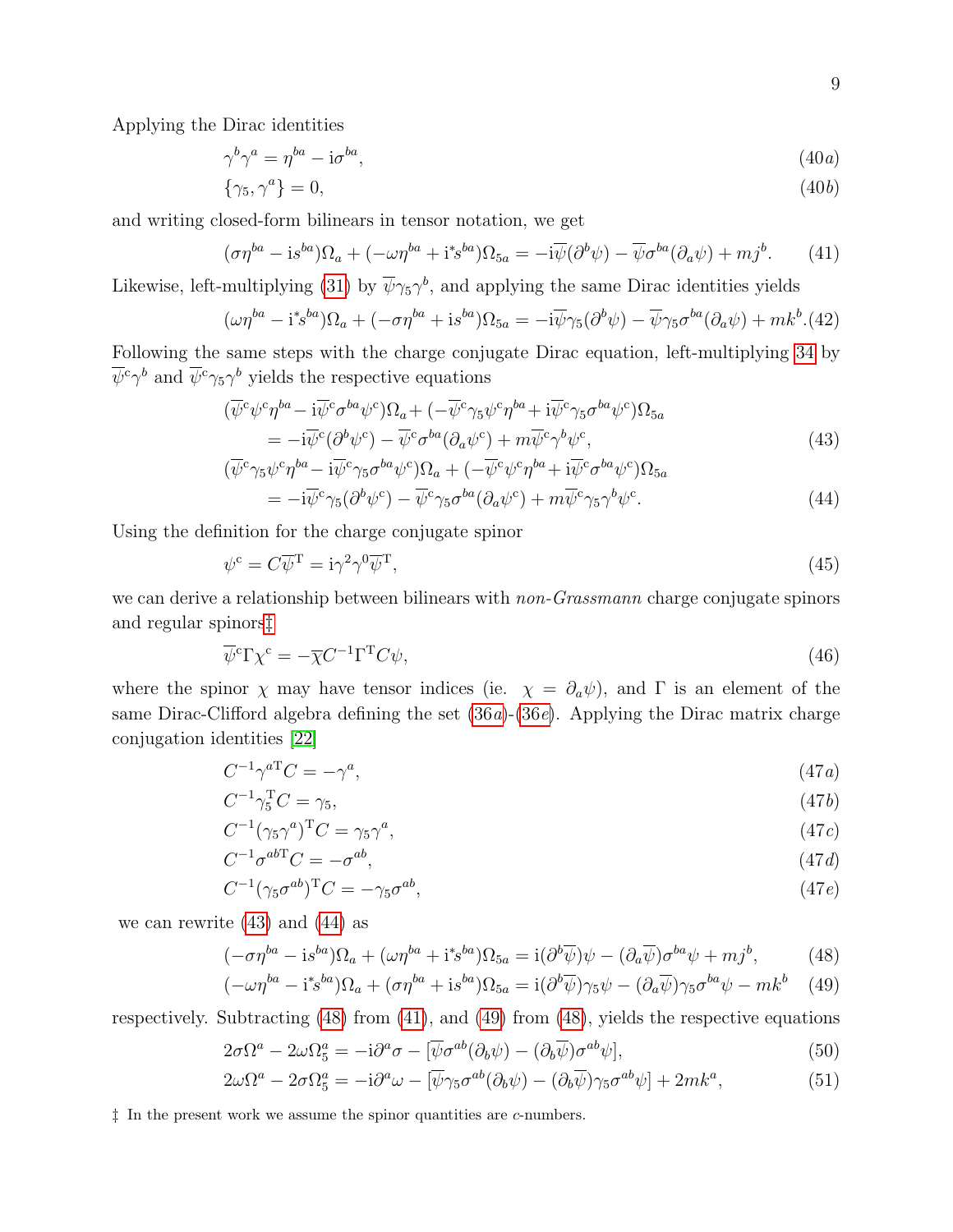Applying the Dirac identities

$$\gamma^b\gamma^a = \eta^{ba} - \mathrm{i}\sigma^{ba}, \tag{40a}$$

$$\{\gamma_5, \gamma^a\} = 0, \tag{40b}$$

and writing closed-form bilinears in tensor notation, we get

$$(\sigma\eta^{ba} - \mathrm{i}s^{ba})\Omega_a + (-\omega\eta^{ba} + \mathrm{i}{}^*s^{ba})\Omega_{5a} = -\mathrm{i}\overline{\psi}(\partial^b\psi) - \overline{\psi}\sigma^{ba}(\partial_a\psi) + mj^b. \tag{41}$$

Likewise, left-multiplying (31) by $\overline{\psi}\gamma_5\gamma^b$, and applying the same Dirac identities yields

$$(\omega\eta^{ba} - \mathrm{i}{}^*s^{ba})\Omega_a + (-\sigma\eta^{ba} + \mathrm{i}s^{ba})\Omega_{5a} = -\mathrm{i}\overline{\psi}\gamma_5(\partial^b\psi) - \overline{\psi}\gamma_5\sigma^{ba}(\partial_a\psi) + mk^b. \tag{42}$$

Following the same steps with the charge conjugate Dirac equation, left-multiplying 34 by $\overline{\psi}^{\mathrm{c}}\gamma^b$ and $\overline{\psi}^{\mathrm{c}}\gamma_5\gamma^b$ yields the respective equations

$$\begin{aligned}(\overline{\psi}^{\mathrm{c}}\psi^{\mathrm{c}}\eta^{ba} - \mathrm{i}\overline{\psi}^{\mathrm{c}}\sigma^{ba}\psi^{\mathrm{c}})\Omega_a + (-\overline{\psi}^{\mathrm{c}}\gamma_5\psi^{\mathrm{c}}\eta^{ba} + \mathrm{i}\overline{\psi}^{\mathrm{c}}\gamma_5\sigma^{ba}\psi^{\mathrm{c}})\Omega_{5a}\\ = -\mathrm{i}\overline{\psi}^{\mathrm{c}}(\partial^b\psi^{\mathrm{c}}) - \overline{\psi}^{\mathrm{c}}\sigma^{ba}(\partial_a\psi^{\mathrm{c}}) + m\overline{\psi}^{\mathrm{c}}\gamma^b\psi^{\mathrm{c}},\end{aligned} \tag{43}$$

$$\begin{aligned}(\overline{\psi}^{\mathrm{c}}\gamma_5\psi^{\mathrm{c}}\eta^{ba} - \mathrm{i}\overline{\psi}^{\mathrm{c}}\gamma_5\sigma^{ba}\psi^{\mathrm{c}})\Omega_a + (-\overline{\psi}^{\mathrm{c}}\psi^{\mathrm{c}}\eta^{ba} + \mathrm{i}\overline{\psi}^{\mathrm{c}}\sigma^{ba}\psi^{\mathrm{c}})\Omega_{5a}\\ = -\mathrm{i}\overline{\psi}^{\mathrm{c}}\gamma_5(\partial^b\psi^{\mathrm{c}}) - \overline{\psi}^{\mathrm{c}}\gamma_5\sigma^{ba}(\partial_a\psi^{\mathrm{c}}) + m\overline{\psi}^{\mathrm{c}}\gamma_5\gamma^b\psi^{\mathrm{c}}.\end{aligned} \tag{44}$$

Using the definition for the charge conjugate spinor

$$\psi^{\mathrm{c}} = C\overline{\psi}^{\mathrm{T}} = \mathrm{i}\gamma^2\gamma^0\overline{\psi}^{\mathrm{T}}, \tag{45}$$

we can derive a relationship between bilinears with *non-Grassmann* charge conjugate spinors and regular spinors‡

$$\overline{\psi}^{\mathrm{c}}\Gamma\chi^{\mathrm{c}} = -\overline{\chi}C^{-1}\Gamma^{\mathrm{T}}C\psi, \tag{46}$$

where the spinor $\chi$ may have tensor indices (ie. $\chi = \partial_a\psi$), and $\Gamma$ is an element of the same Dirac-Clifford algebra defining the set (36a)-(36e). Applying the Dirac matrix charge conjugation identities [22]

$$C^{-1}\gamma^{a\mathrm{T}}C = -\gamma^a, \tag{47a}$$

$$C^{-1}\gamma_5^{\mathrm{T}}C = \gamma_5, \tag{47b}$$

$$C^{-1}(\gamma_5\gamma^a)^{\mathrm{T}}C = \gamma_5\gamma^a, \tag{47c}$$

$$C^{-1}\sigma^{ab\mathrm{T}}C = -\sigma^{ab}, \tag{47d}$$

$$C^{-1}(\gamma_5\sigma^{ab})^{\mathrm{T}}C = -\gamma_5\sigma^{ab}, \tag{47e}$$

we can rewrite (43) and (44) as

$$(-\sigma\eta^{ba} - \mathrm{i}s^{ba})\Omega_a + (\omega\eta^{ba} + \mathrm{i}{}^*s^{ba})\Omega_{5a} = \mathrm{i}(\partial^b\overline{\psi})\psi - (\partial_a\overline{\psi})\sigma^{ba}\psi + mj^b, \tag{48}$$

$$(-\omega\eta^{ba} - \mathrm{i}{}^*s^{ba})\Omega_a + (\sigma\eta^{ba} + \mathrm{i}s^{ba})\Omega_{5a} = \mathrm{i}(\partial^b\overline{\psi})\gamma_5\psi - (\partial_a\overline{\psi})\gamma_5\sigma^{ba}\psi - mk^b \tag{49}$$

respectively. Subtracting (48) from (41), and (49) from (48), yields the respective equations

$$2\sigma\Omega^a - 2\omega\Omega_5^a = -\mathrm{i}\partial^a\sigma - [\overline{\psi}\sigma^{ab}(\partial_b\psi) - (\partial_b\overline{\psi})\sigma^{ab}\psi], \tag{50}$$

$$2\omega\Omega^a - 2\sigma\Omega_5^a = -\mathrm{i}\partial^a\omega - [\overline{\psi}\gamma_5\sigma^{ab}(\partial_b\psi) - (\partial_b\overline{\psi})\gamma_5\sigma^{ab}\psi] + 2mk^a, \tag{51}$$

‡ In the present work we assume the spinor quantities are $c$-numbers.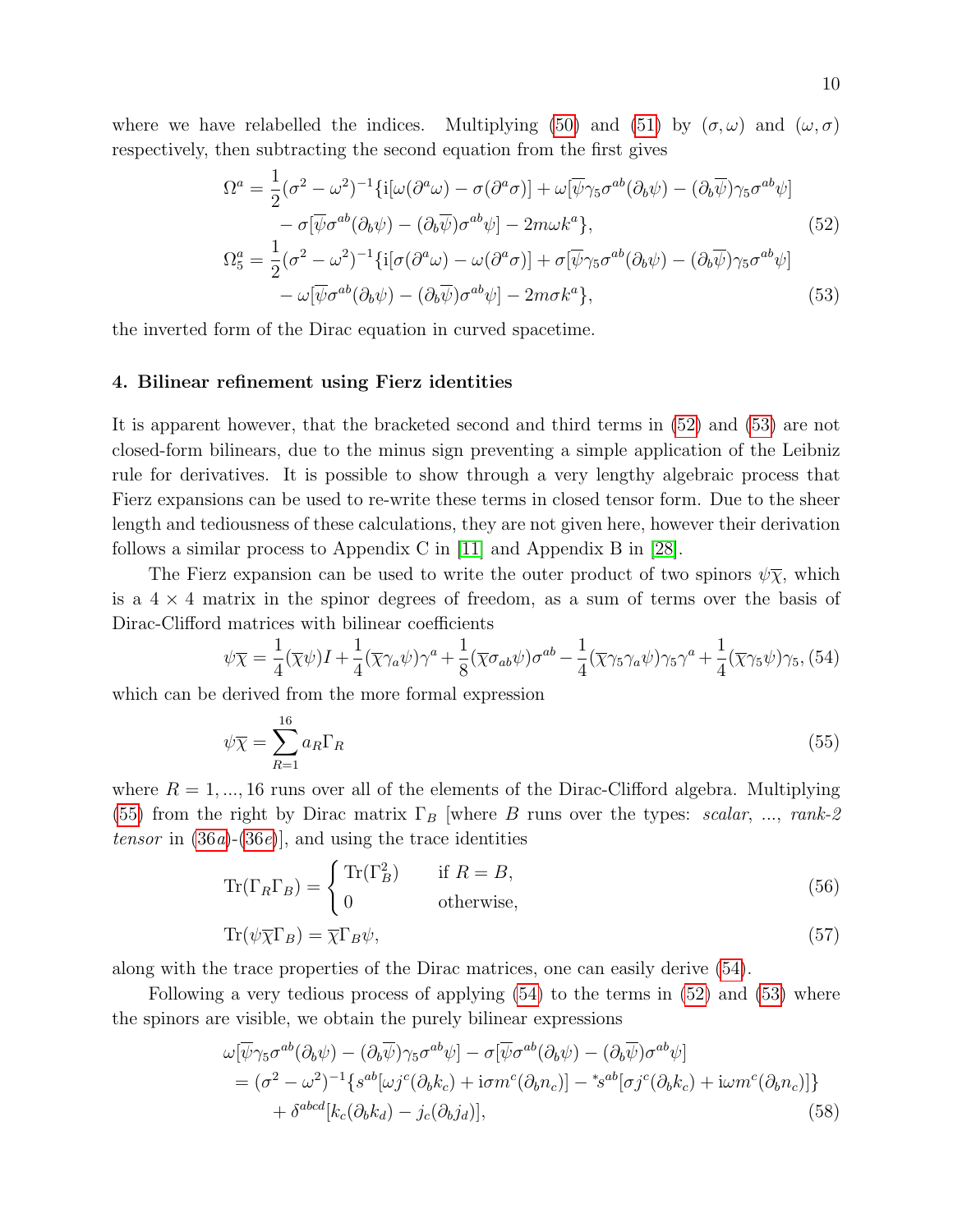where we have relabelled the indices. Multiplying (50) and (51) by $(\sigma, \omega)$ and $(\omega, \sigma)$ respectively, then subtracting the second equation from the first gives

$$
\begin{aligned}
\Omega^a = \frac{1}{2}(\sigma^2 - \omega^2)^{-1}\{&\mathrm{i}[\omega(\partial^a \omega) - \sigma(\partial^a \sigma)] + \omega[\overline{\psi}\gamma_5 \sigma^{ab}(\partial_b \psi) - (\partial_b \overline{\psi})\gamma_5 \sigma^{ab}\psi] \\
&- \sigma[\overline{\psi}\sigma^{ab}(\partial_b \psi) - (\partial_b \overline{\psi})\sigma^{ab}\psi] - 2m\omega k^a\}, \qquad (52) \\
\Omega_5^a = \frac{1}{2}(\sigma^2 - \omega^2)^{-1}\{&\mathrm{i}[\sigma(\partial^a \omega) - \omega(\partial^a \sigma)] + \sigma[\overline{\psi}\gamma_5 \sigma^{ab}(\partial_b \psi) - (\partial_b \overline{\psi})\gamma_5 \sigma^{ab}\psi] \\
&- \omega[\overline{\psi}\sigma^{ab}(\partial_b \psi) - (\partial_b \overline{\psi})\sigma^{ab}\psi] - 2m\sigma k^a\}, \qquad (53)
\end{aligned}
$$

the inverted form of the Dirac equation in curved spacetime.

## 4. Bilinear refinement using Fierz identities

It is apparent however, that the bracketed second and third terms in (52) and (53) are not closed-form bilinears, due to the minus sign preventing a simple application of the Leibniz rule for derivatives. It is possible to show through a very lengthy algebraic process that Fierz expansions can be used to re-write these terms in closed tensor form. Due to the sheer length and tediousness of these calculations, they are not given here, however their derivation follows a similar process to Appendix C in [11] and Appendix B in [28].

The Fierz expansion can be used to write the outer product of two spinors $\psi\overline{\chi}$, which is a $4 \times 4$ matrix in the spinor degrees of freedom, as a sum of terms over the basis of Dirac-Clifford matrices with bilinear coefficients

$$
\psi\overline{\chi} = \frac{1}{4}(\overline{\chi}\psi)I + \frac{1}{4}(\overline{\chi}\gamma_a\psi)\gamma^a + \frac{1}{8}(\overline{\chi}\sigma_{ab}\psi)\sigma^{ab} - \frac{1}{4}(\overline{\chi}\gamma_5\gamma_a\psi)\gamma_5\gamma^a + \frac{1}{4}(\overline{\chi}\gamma_5\psi)\gamma_5, \qquad (54)
$$

which can be derived from the more formal expression

$$
\psi\overline{\chi} = \sum_{R=1}^{16} a_R \Gamma_R \qquad (55)
$$

where $R = 1, ..., 16$ runs over all of the elements of the Dirac-Clifford algebra. Multiplying (55) from the right by Dirac matrix $\Gamma_B$ [where $B$ runs over the types: *scalar*, ..., *rank-2 tensor* in (36*a*)-(36*e*)], and using the trace identities

$$
\mathrm{Tr}(\Gamma_R \Gamma_B) = \begin{cases} \mathrm{Tr}(\Gamma_B^2) & \text{if } R = B, \\ 0 & \text{otherwise,} \end{cases} \qquad (56)
$$

$$
\mathrm{Tr}(\psi\overline{\chi}\Gamma_B) = \overline{\chi}\Gamma_B\psi, \qquad (57)
$$

along with the trace properties of the Dirac matrices, one can easily derive (54).

Following a very tedious process of applying (54) to the terms in (52) and (53) where the spinors are visible, we obtain the purely bilinear expressions

$$
\begin{aligned}
&\omega[\overline{\psi}\gamma_5\sigma^{ab}(\partial_b\psi) - (\partial_b\overline{\psi})\gamma_5\sigma^{ab}\psi] - \sigma[\overline{\psi}\sigma^{ab}(\partial_b\psi) - (\partial_b\overline{\psi})\sigma^{ab}\psi] \\
&= (\sigma^2 - \omega^2)^{-1}\{s^{ab}[\omega j^c(\partial_b k_c) + \mathrm{i}\sigma m^c(\partial_b n_c)] - {}^*s^{ab}[\sigma j^c(\partial_b k_c) + \mathrm{i}\omega m^c(\partial_b n_c)]\} \\
&\quad + \delta^{abcd}[k_c(\partial_b k_d) - j_c(\partial_b j_d)], \qquad (58)
\end{aligned}
$$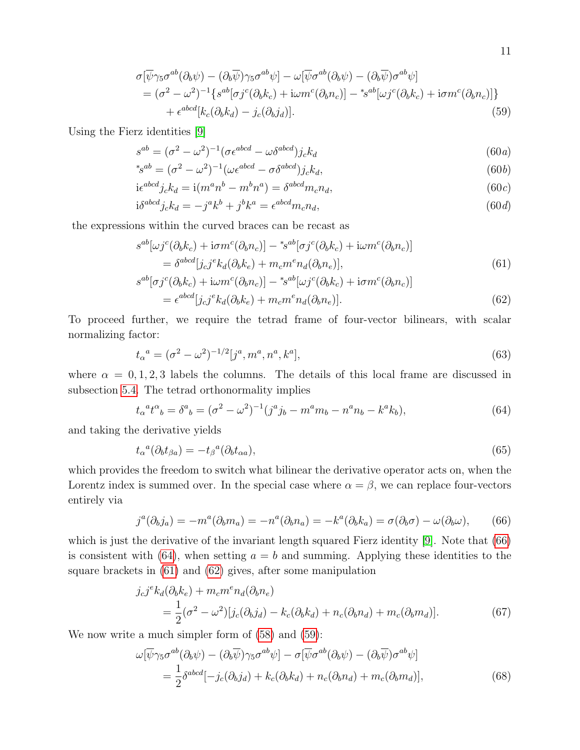$$
\begin{aligned}
&\sigma[\overline{\psi}\gamma_5\sigma^{ab}(\partial_b\psi) - (\partial_b\overline{\psi})\gamma_5\sigma^{ab}\psi] - \omega[\overline{\psi}\sigma^{ab}(\partial_b\psi) - (\partial_b\overline{\psi})\sigma^{ab}\psi] \\
&\quad = (\sigma^2-\omega^2)^{-1}\{s^{ab}[\sigma j^c(\partial_b k_c) + \mathrm{i}\omega m^c(\partial_b n_c)] - {}^*s^{ab}[\omega j^c(\partial_b k_c) + \mathrm{i}\sigma m^c(\partial_b n_c)]\} \\
&\qquad + \epsilon^{abcd}[k_c(\partial_b k_d) - j_c(\partial_b j_d)]. \qquad (59)
\end{aligned}
$$

Using the Fierz identities [9]

$$
s^{ab} = (\sigma^2-\omega^2)^{-1}(\sigma\epsilon^{abcd} - \omega\delta^{abcd})j_c k_d \qquad (60a)
$$

$$
{}^*s^{ab} = (\sigma^2-\omega^2)^{-1}(\omega\epsilon^{abcd} - \sigma\delta^{abcd})j_c k_d, \qquad (60b)
$$

$$
\mathrm{i}\epsilon^{abcd}j_c k_d = \mathrm{i}(m^a n^b - m^b n^a) = \delta^{abcd}m_c n_d, \qquad (60c)
$$

$$
\mathrm{i}\delta^{abcd}j_c k_d = -j^a k^b + j^b k^a = \epsilon^{abcd}m_c n_d, \qquad (60d)
$$

the expressions within the curved braces can be recast as

$$
\begin{aligned}
&s^{ab}[\omega j^c(\partial_b k_c) + \mathrm{i}\sigma m^c(\partial_b n_c)] - {}^*s^{ab}[\sigma j^c(\partial_b k_c) + \mathrm{i}\omega m^c(\partial_b n_c)] \\
&\quad = \delta^{abcd}[j_c j^e k_d(\partial_b k_e) + m_c m^e n_d(\partial_b n_e)], \qquad (61)
\end{aligned}
$$

$$
\begin{aligned}
&s^{ab}[\sigma j^c(\partial_b k_c) + \mathrm{i}\omega m^c(\partial_b n_c)] - {}^*s^{ab}[\omega j^c(\partial_b k_c) + \mathrm{i}\sigma m^c(\partial_b n_c)] \\
&\quad = \epsilon^{abcd}[j_c j^e k_d(\partial_b k_e) + m_c m^e n_d(\partial_b n_e)]. \qquad (62)
\end{aligned}
$$

To proceed further, we require the tetrad frame of four-vector bilinears, with scalar normalizing factor:

$$
t_\alpha{}^a = (\sigma^2-\omega^2)^{-1/2}[j^a, m^a, n^a, k^a], \qquad (63)
$$

where $\alpha = 0, 1, 2, 3$ labels the columns. The details of this local frame are discussed in subsection 5.4. The tetrad orthonormality implies

$$
t_\alpha{}^a t^\alpha{}_b = \delta^a{}_b = (\sigma^2-\omega^2)^{-1}(j^a j_b - m^a m_b - n^a n_b - k^a k_b), \qquad (64)
$$

and taking the derivative yields

$$
t_\alpha{}^a(\partial_b t_{\beta a}) = -t_\beta{}^a(\partial_b t_{\alpha a}), \qquad (65)
$$

which provides the freedom to switch what bilinear the derivative operator acts on, when the Lorentz index is summed over. In the special case where $\alpha = \beta$, we can replace four-vectors entirely via

$$
j^a(\partial_b j_a) = -m^a(\partial_b m_a) = -n^a(\partial_b n_a) = -k^a(\partial_b k_a) = \sigma(\partial_b\sigma) - \omega(\partial_b\omega), \qquad (66)
$$

which is just the derivative of the invariant length squared Fierz identity [9]. Note that (66) is consistent with (64), when setting $a = b$ and summing. Applying these identities to the square brackets in (61) and (62) gives, after some manipulation

$$
\begin{aligned}
&j_c j^e k_d(\partial_b k_e) + m_c m^e n_d(\partial_b n_e) \\
&\quad = \frac{1}{2}(\sigma^2-\omega^2)[j_c(\partial_b j_d) - k_c(\partial_b k_d) + n_c(\partial_b n_d) + m_c(\partial_b m_d)]. \qquad (67)
\end{aligned}
$$

We now write a much simpler form of (58) and (59):

$$
\begin{aligned}
&\omega[\overline{\psi}\gamma_5\sigma^{ab}(\partial_b\psi) - (\partial_b\overline{\psi})\gamma_5\sigma^{ab}\psi] - \sigma[\overline{\psi}\sigma^{ab}(\partial_b\psi) - (\partial_b\overline{\psi})\sigma^{ab}\psi] \\
&\quad = \frac{1}{2}\delta^{abcd}[-j_c(\partial_b j_d) + k_c(\partial_b k_d) + n_c(\partial_b n_d) + m_c(\partial_b m_d)], \qquad (68)
\end{aligned}
$$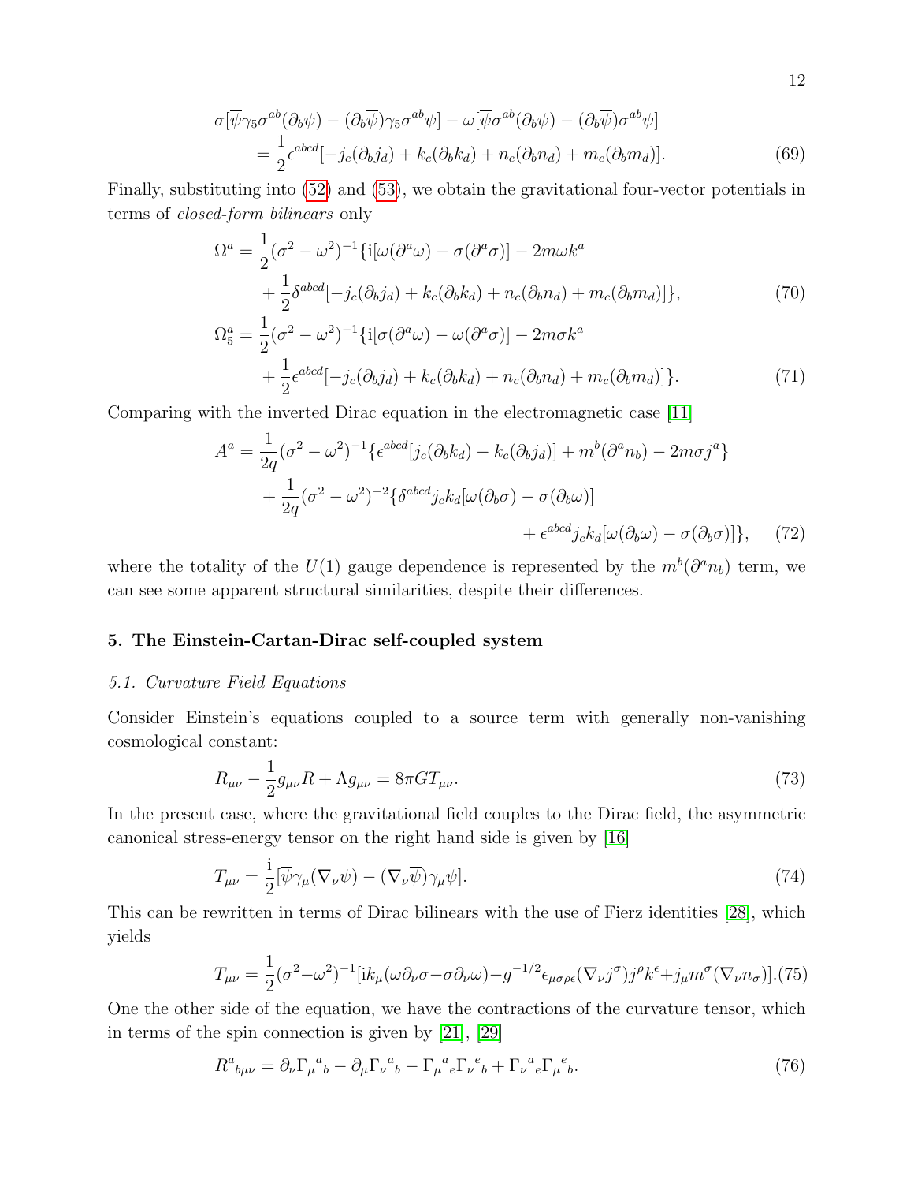$$
\begin{aligned}
&\sigma[\overline{\psi}\gamma_5\sigma^{ab}(\partial_b\psi) - (\partial_b\overline{\psi})\gamma_5\sigma^{ab}\psi] - \omega[\overline{\psi}\sigma^{ab}(\partial_b\psi) - (\partial_b\overline{\psi})\sigma^{ab}\psi] \\
&\qquad = \frac{1}{2}\epsilon^{abcd}[-j_c(\partial_b j_d) + k_c(\partial_b k_d) + n_c(\partial_b n_d) + m_c(\partial_b m_d)]. \qquad (69)
\end{aligned}
$$

Finally, substituting into (52) and (53), we obtain the gravitational four-vector potentials in terms of *closed-form bilinears* only

$$
\begin{aligned}
\Omega^a &= \frac{1}{2}(\sigma^2 - \omega^2)^{-1}\{\mathrm{i}[\omega(\partial^a\omega) - \sigma(\partial^a\sigma)] - 2m\omega k^a \\
&\quad + \frac{1}{2}\delta^{abcd}[-j_c(\partial_b j_d) + k_c(\partial_b k_d) + n_c(\partial_b n_d) + m_c(\partial_b m_d)]\}, \qquad (70)\\
\Omega_5^a &= \frac{1}{2}(\sigma^2 - \omega^2)^{-1}\{\mathrm{i}[\sigma(\partial^a\omega) - \omega(\partial^a\sigma)] - 2m\sigma k^a \\
&\quad + \frac{1}{2}\epsilon^{abcd}[-j_c(\partial_b j_d) + k_c(\partial_b k_d) + n_c(\partial_b n_d) + m_c(\partial_b m_d)]\}. \qquad (71)
\end{aligned}
$$

Comparing with the inverted Dirac equation in the electromagnetic case [11]

$$
\begin{aligned}
A^a &= \frac{1}{2q}(\sigma^2 - \omega^2)^{-1}\{\epsilon^{abcd}[j_c(\partial_b k_d) - k_c(\partial_b j_d)] + m^b(\partial^a n_b) - 2m\sigma j^a\} \\
&\quad + \frac{1}{2q}(\sigma^2 - \omega^2)^{-2}\{\delta^{abcd} j_c k_d[\omega(\partial_b\sigma) - \sigma(\partial_b\omega)] \\
&\qquad\qquad + \epsilon^{abcd} j_c k_d[\omega(\partial_b\omega) - \sigma(\partial_b\sigma)]\}, \qquad (72)
\end{aligned}
$$

where the totality of the $U(1)$ gauge dependence is represented by the $m^b(\partial^a n_b)$ term, we can see some apparent structural similarities, despite their differences.

## 5. The Einstein-Cartan-Dirac self-coupled system

### *5.1. Curvature Field Equations*

Consider Einstein's equations coupled to a source term with generally non-vanishing cosmological constant:

$$
R_{\mu\nu} - \frac{1}{2}g_{\mu\nu}R + \Lambda g_{\mu\nu} = 8\pi G T_{\mu\nu}. \qquad (73)
$$

In the present case, where the gravitational field couples to the Dirac field, the asymmetric canonical stress-energy tensor on the right hand side is given by [16]

$$
T_{\mu\nu} = \frac{\mathrm{i}}{2}[\overline{\psi}\gamma_\mu(\nabla_\nu\psi) - (\nabla_\nu\overline{\psi})\gamma_\mu\psi]. \qquad (74)
$$

This can be rewritten in terms of Dirac bilinears with the use of Fierz identities [28], which yields

$$
T_{\mu\nu} = \frac{1}{2}(\sigma^2 - \omega^2)^{-1}[\mathrm{i}k_\mu(\omega\partial_\nu\sigma - \sigma\partial_\nu\omega) - g^{-1/2}\epsilon_{\mu\sigma\rho\epsilon}(\nabla_\nu j^\sigma)j^\rho k^\epsilon + j_\mu m^\sigma(\nabla_\nu n_\sigma)]. \qquad (75)
$$

One the other side of the equation, we have the contractions of the curvature tensor, which in terms of the spin connection is given by [21], [29]

$$
R^a{}_{b\mu\nu} = \partial_\nu\Gamma_\mu{}^a{}_b - \partial_\mu\Gamma_\nu{}^a{}_b - \Gamma_\mu{}^a{}_e\Gamma_\nu{}^e{}_b + \Gamma_\nu{}^a{}_e\Gamma_\mu{}^e{}_b. \qquad (76)
$$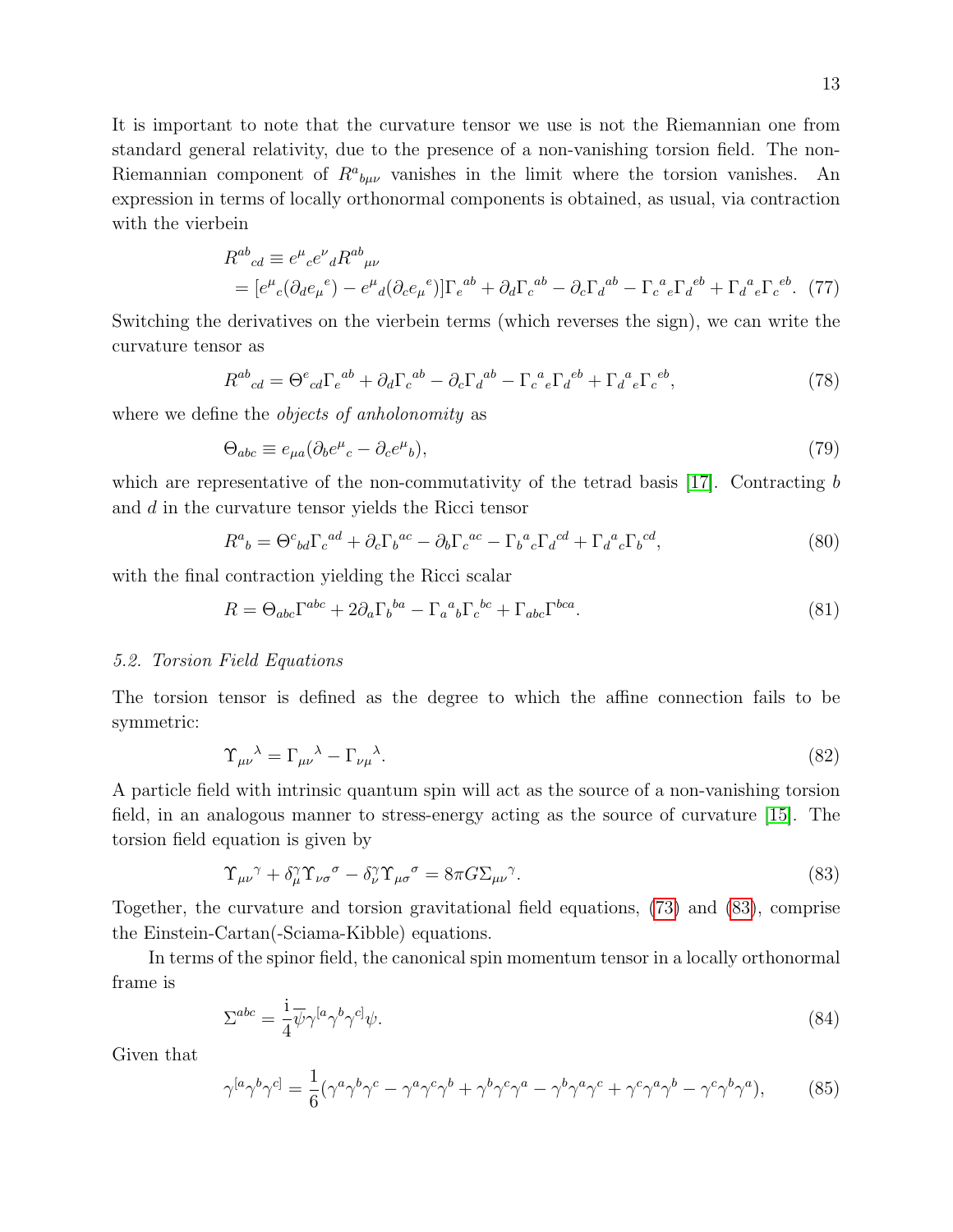It is important to note that the curvature tensor we use is not the Riemannian one from standard general relativity, due to the presence of a non-vanishing torsion field. The non-Riemannian component of $R^{a}{}_{b\mu\nu}$ vanishes in the limit where the torsion vanishes. An expression in terms of locally orthonormal components is obtained, as usual, via contraction with the vierbein

$$
\begin{aligned}
R^{ab}{}_{cd} &\equiv e^{\mu}{}_{c} e^{\nu}{}_{d} R^{ab}{}_{\mu\nu} \\
&= [e^{\mu}{}_{c}(\partial_d e_{\mu}{}^{e}) - e^{\mu}{}_{d}(\partial_c e_{\mu}{}^{e})]\Gamma_{e}{}^{ab} + \partial_d \Gamma_{c}{}^{ab} - \partial_c \Gamma_{d}{}^{ab} - \Gamma_{c}{}^{a}{}_{e}\Gamma_{d}{}^{eb} + \Gamma_{d}{}^{a}{}_{e}\Gamma_{c}{}^{eb}. \quad (77)
\end{aligned}
$$

Switching the derivatives on the vierbein terms (which reverses the sign), we can write the curvature tensor as

$$
R^{ab}{}_{cd} = \Theta^{e}{}_{cd}\Gamma_{e}{}^{ab} + \partial_d \Gamma_{c}{}^{ab} - \partial_c \Gamma_{d}{}^{ab} - \Gamma_{c}{}^{a}{}_{e}\Gamma_{d}{}^{eb} + \Gamma_{d}{}^{a}{}_{e}\Gamma_{c}{}^{eb}, \tag{78}
$$

where we define the *objects of anholonomity* as

$$
\Theta_{abc} \equiv e_{\mu a}(\partial_b e^{\mu}{}_{c} - \partial_c e^{\mu}{}_{b}), \tag{79}
$$

which are representative of the non-commutativity of the tetrad basis [17]. Contracting $b$ and $d$ in the curvature tensor yields the Ricci tensor

$$
R^{a}{}_{b} = \Theta^{c}{}_{bd}\Gamma_{c}{}^{ad} + \partial_c \Gamma_{b}{}^{ac} - \partial_b \Gamma_{c}{}^{ac} - \Gamma_{b}{}^{a}{}_{c}\Gamma_{d}{}^{cd} + \Gamma_{d}{}^{a}{}_{c}\Gamma_{b}{}^{cd}, \tag{80}
$$

with the final contraction yielding the Ricci scalar

$$
R = \Theta_{abc}\Gamma^{abc} + 2\partial_a \Gamma_{b}{}^{ba} - \Gamma_{a}{}^{a}{}_{b}\Gamma_{c}{}^{bc} + \Gamma_{abc}\Gamma^{bca}. \tag{81}
$$

### 5.2. Torsion Field Equations

The torsion tensor is defined as the degree to which the affine connection fails to be symmetric:

$$
\Upsilon_{\mu\nu}{}^{\lambda} = \Gamma_{\mu\nu}{}^{\lambda} - \Gamma_{\nu\mu}{}^{\lambda}. \tag{82}
$$

A particle field with intrinsic quantum spin will act as the source of a non-vanishing torsion field, in an analogous manner to stress-energy acting as the source of curvature [15]. The torsion field equation is given by

$$
\Upsilon_{\mu\nu}{}^{\gamma} + \delta^{\gamma}_{\mu}\Upsilon_{\nu\sigma}{}^{\sigma} - \delta^{\gamma}_{\nu}\Upsilon_{\mu\sigma}{}^{\sigma} = 8\pi G \Sigma_{\mu\nu}{}^{\gamma}. \tag{83}
$$

Together, the curvature and torsion gravitational field equations, (73) and (83), comprise the Einstein-Cartan(-Sciama-Kibble) equations.

In terms of the spinor field, the canonical spin momentum tensor in a locally orthonormal frame is

$$
\Sigma^{abc} = \frac{\mathrm{i}}{4}\overline{\psi}\gamma^{[a}\gamma^{b}\gamma^{c]}\psi. \tag{84}
$$

Given that

$$
\gamma^{[a}\gamma^{b}\gamma^{c]} = \frac{1}{6}(\gamma^a\gamma^b\gamma^c - \gamma^a\gamma^c\gamma^b + \gamma^b\gamma^c\gamma^a - \gamma^b\gamma^a\gamma^c + \gamma^c\gamma^a\gamma^b - \gamma^c\gamma^b\gamma^a), \tag{85}
$$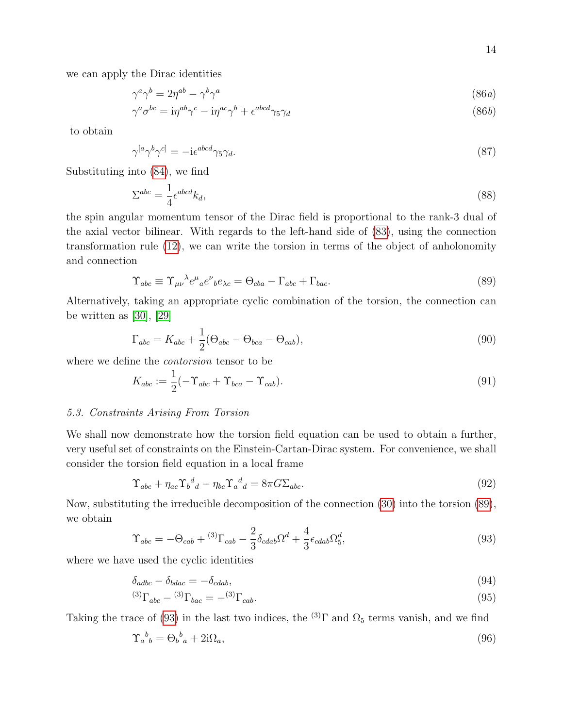we can apply the Dirac identities

$$\gamma^a\gamma^b = 2\eta^{ab} - \gamma^b\gamma^a \tag{86a}$$

$$\gamma^a\sigma^{bc} = \mathrm{i}\eta^{ab}\gamma^c - \mathrm{i}\eta^{ac}\gamma^b + \epsilon^{abcd}\gamma_5\gamma_d \tag{86b}$$

to obtain

$$\gamma^{[a}\gamma^b\gamma^{c]} = -\mathrm{i}\epsilon^{abcd}\gamma_5\gamma_d. \tag{87}$$

Substituting into (84), we find

$$\Sigma^{abc} = \frac{1}{4}\epsilon^{abcd}k_d, \tag{88}$$

the spin angular momentum tensor of the Dirac field is proportional to the rank-3 dual of the axial vector bilinear. With regards to the left-hand side of (83), using the connection transformation rule (12), we can write the torsion in terms of the object of anholonomity and connection

$$\Upsilon_{abc} \equiv \Upsilon_{\mu\nu}{}^{\lambda}e^{\mu}{}_{a}e^{\nu}{}_{b}e_{\lambda c} = \Theta_{cba} - \Gamma_{abc} + \Gamma_{bac}. \tag{89}$$

Alternatively, taking an appropriate cyclic combination of the torsion, the connection can be written as [30], [29]

$$\Gamma_{abc} = K_{abc} + \frac{1}{2}(\Theta_{abc} - \Theta_{bca} - \Theta_{cab}), \tag{90}$$

where we define the *contorsion* tensor to be

$$K_{abc} := \frac{1}{2}(-\Upsilon_{abc} + \Upsilon_{bca} - \Upsilon_{cab}). \tag{91}$$

*5.3. Constraints Arising From Torsion*

We shall now demonstrate how the torsion field equation can be used to obtain a further, very useful set of constraints on the Einstein-Cartan-Dirac system. For convenience, we shall consider the torsion field equation in a local frame

$$\Upsilon_{abc} + \eta_{ac}\Upsilon_{b}{}^{d}{}_{d} - \eta_{bc}\Upsilon_{a}{}^{d}{}_{d} = 8\pi G\Sigma_{abc}. \tag{92}$$

Now, substituting the irreducible decomposition of the connection (30) into the torsion (89), we obtain

$$\Upsilon_{abc} = -\Theta_{cab} + {}^{(3)}\Gamma_{cab} - \frac{2}{3}\delta_{cdab}\Omega^d + \frac{4}{3}\epsilon_{cdab}\Omega_5^d, \tag{93}$$

where we have used the cyclic identities

$$\delta_{adbc} - \delta_{bdac} = -\delta_{cdab}, \tag{94}$$

$${}^{(3)}\Gamma_{abc} - {}^{(3)}\Gamma_{bac} = -{}^{(3)}\Gamma_{cab}. \tag{95}$$

Taking the trace of (93) in the last two indices, the ${}^{(3)}\Gamma$ and $\Omega_5$ terms vanish, and we find

$$\Upsilon_{a}{}^{b}{}_{b} = \Theta_{b}{}^{b}{}_{a} + 2\mathrm{i}\Omega_a, \tag{96}$$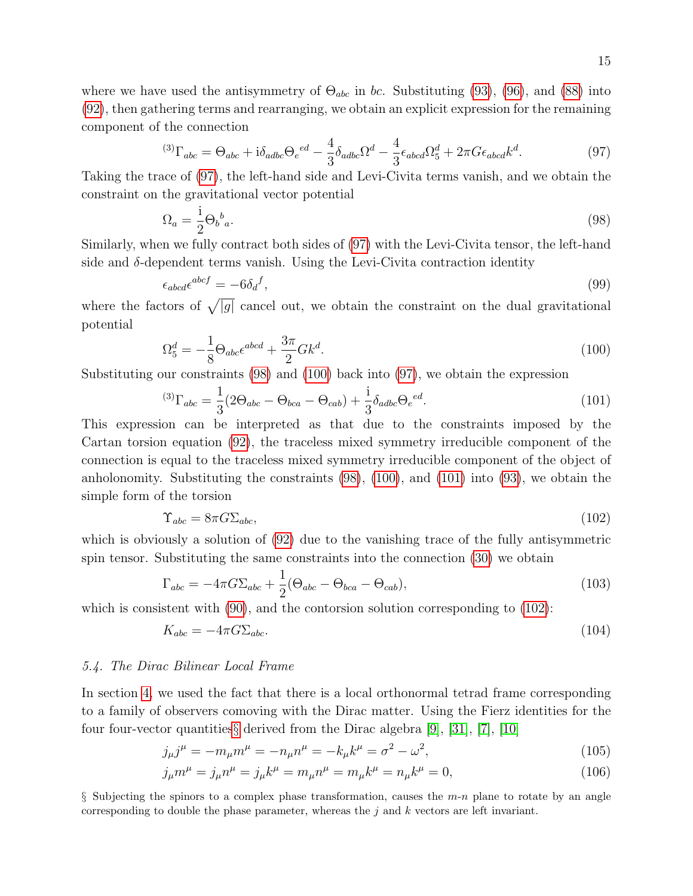where we have used the antisymmetry of $\Theta_{abc}$ in $bc$. Substituting (93), (96), and (88) into (92), then gathering terms and rearranging, we obtain an explicit expression for the remaining component of the connection

$$
{}^{(3)}\Gamma_{abc} = \Theta_{abc} + \mathrm{i}\delta_{adbc}\Theta_e{}^{ed} - \frac{4}{3}\delta_{adbc}\Omega^d - \frac{4}{3}\epsilon_{abcd}\Omega_5^d + 2\pi G\epsilon_{abcd}k^d. \tag{97}
$$

Taking the trace of (97), the left-hand side and Levi-Civita terms vanish, and we obtain the constraint on the gravitational vector potential

$$
\Omega_a = \frac{\mathrm{i}}{2}\Theta_b{}^b{}_a. \tag{98}
$$

Similarly, when we fully contract both sides of (97) with the Levi-Civita tensor, the left-hand side and $\delta$-dependent terms vanish. Using the Levi-Civita contraction identity

$$
\epsilon_{abcd}\epsilon^{abcf} = -6\delta_d{}^f, \tag{99}
$$

where the factors of $\sqrt{|g|}$ cancel out, we obtain the constraint on the dual gravitational potential

$$
\Omega_5^d = -\frac{1}{8}\Theta_{abc}\epsilon^{abcd} + \frac{3\pi}{2}Gk^d. \tag{100}
$$

Substituting our constraints (98) and (100) back into (97), we obtain the expression

$$
{}^{(3)}\Gamma_{abc} = \frac{1}{3}(2\Theta_{abc} - \Theta_{bca} - \Theta_{cab}) + \frac{\mathrm{i}}{3}\delta_{adbc}\Theta_e{}^{ed}. \tag{101}
$$

This expression can be interpreted as that due to the constraints imposed by the Cartan torsion equation (92), the traceless mixed symmetry irreducible component of the connection is equal to the traceless mixed symmetry irreducible component of the object of anholonomity. Substituting the constraints (98), (100), and (101) into (93), we obtain the simple form of the torsion

$$
\Upsilon_{abc} = 8\pi G\Sigma_{abc}, \tag{102}
$$

which is obviously a solution of (92) due to the vanishing trace of the fully antisymmetric spin tensor. Substituting the same constraints into the connection (30) we obtain

$$
\Gamma_{abc} = -4\pi G\Sigma_{abc} + \frac{1}{2}(\Theta_{abc} - \Theta_{bca} - \Theta_{cab}), \tag{103}
$$

which is consistent with (90), and the contorsion solution corresponding to (102):

$$
K_{abc} = -4\pi G\Sigma_{abc}. \tag{104}
$$

### 5.4. The Dirac Bilinear Local Frame

In section 4, we used the fact that there is a local orthonormal tetrad frame corresponding to a family of observers comoving with the Dirac matter. Using the Fierz identities for the four four-vector quantities§ derived from the Dirac algebra [9], [31], [7], [10]

$$
j_\mu j^\mu = -m_\mu m^\mu = -n_\mu n^\mu = -k_\mu k^\mu = \sigma^2 - \omega^2, \tag{105}
$$

$$
j_\mu m^\mu = j_\mu n^\mu = j_\mu k^\mu = m_\mu n^\mu = m_\mu k^\mu = n_\mu k^\mu = 0, \tag{106}
$$

§ Subjecting the spinors to a complex phase transformation, causes the $m$-$n$ plane to rotate by an angle corresponding to double the phase parameter, whereas the $j$ and $k$ vectors are left invariant.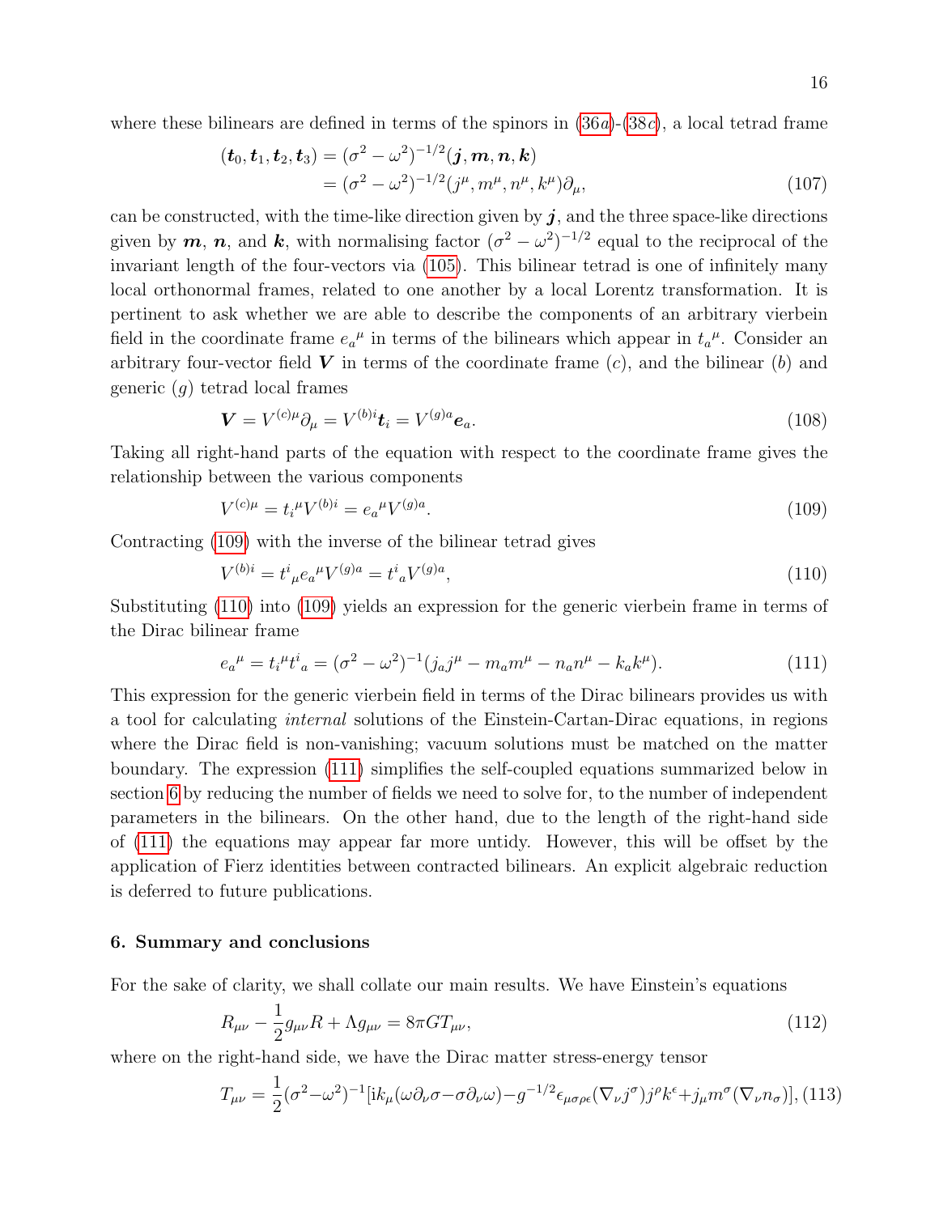where these bilinears are defined in terms of the spinors in (36*a*)-(38*c*), a local tetrad frame

$$
\begin{aligned}
(\boldsymbol{t}_0, \boldsymbol{t}_1, \boldsymbol{t}_2, \boldsymbol{t}_3) &= (\sigma^2 - \omega^2)^{-1/2}(\boldsymbol{j}, \boldsymbol{m}, \boldsymbol{n}, \boldsymbol{k}) \\
&= (\sigma^2 - \omega^2)^{-1/2}(j^\mu, m^\mu, n^\mu, k^\mu)\partial_\mu,
\end{aligned}
\tag{107}
$$

can be constructed, with the time-like direction given by $\boldsymbol{j}$, and the three space-like directions given by $\boldsymbol{m}$, $\boldsymbol{n}$, and $\boldsymbol{k}$, with normalising factor $(\sigma^2 - \omega^2)^{-1/2}$ equal to the reciprocal of the invariant length of the four-vectors via (105). This bilinear tetrad is one of infinitely many local orthonormal frames, related to one another by a local Lorentz transformation. It is pertinent to ask whether we are able to describe the components of an arbitrary vierbein field in the coordinate frame ${e_a}^\mu$ in terms of the bilinears which appear in ${t_a}^\mu$. Consider an arbitrary four-vector field $\boldsymbol{V}$ in terms of the coordinate frame $(c)$, and the bilinear $(b)$ and generic $(g)$ tetrad local frames

$$
\boldsymbol{V} = V^{(c)\mu}\partial_\mu = V^{(b)i}\boldsymbol{t}_i = V^{(g)a}\boldsymbol{e}_a. \tag{108}
$$

Taking all right-hand parts of the equation with respect to the coordinate frame gives the relationship between the various components

$$
V^{(c)\mu} = {t_i}^\mu V^{(b)i} = {e_a}^\mu V^{(g)a}. \tag{109}
$$

Contracting (109) with the inverse of the bilinear tetrad gives

$$
V^{(b)i} = {t^i}_\mu {e_a}^\mu V^{(g)a} = {t^i}_a V^{(g)a}, \tag{110}
$$

Substituting (110) into (109) yields an expression for the generic vierbein frame in terms of the Dirac bilinear frame

$$
{e_a}^\mu = {t_i}^\mu {t^i}_a = (\sigma^2 - \omega^2)^{-1}(j_a j^\mu - m_a m^\mu - n_a n^\mu - k_a k^\mu). \tag{111}
$$

This expression for the generic vierbein field in terms of the Dirac bilinears provides us with a tool for calculating *internal* solutions of the Einstein-Cartan-Dirac equations, in regions where the Dirac field is non-vanishing; vacuum solutions must be matched on the matter boundary. The expression (111) simplifies the self-coupled equations summarized below in section 6 by reducing the number of fields we need to solve for, to the number of independent parameters in the bilinears. On the other hand, due to the length of the right-hand side of (111) the equations may appear far more untidy. However, this will be offset by the application of Fierz identities between contracted bilinears. An explicit algebraic reduction is deferred to future publications.

## 6. Summary and conclusions

For the sake of clarity, we shall collate our main results. We have Einstein's equations

$$
R_{\mu\nu} - \frac{1}{2}g_{\mu\nu}R + \Lambda g_{\mu\nu} = 8\pi G T_{\mu\nu}, \tag{112}
$$

where on the right-hand side, we have the Dirac matter stress-energy tensor

$$
T_{\mu\nu} = \frac{1}{2}(\sigma^2 - \omega^2)^{-1}[\mathrm{i}k_\mu(\omega\partial_\nu\sigma - \sigma\partial_\nu\omega) - g^{-1/2}\epsilon_{\mu\sigma\rho\epsilon}(\nabla_\nu j^\sigma)j^\rho k^\epsilon + j_\mu m^\sigma(\nabla_\nu n_\sigma)], \tag{113}
$$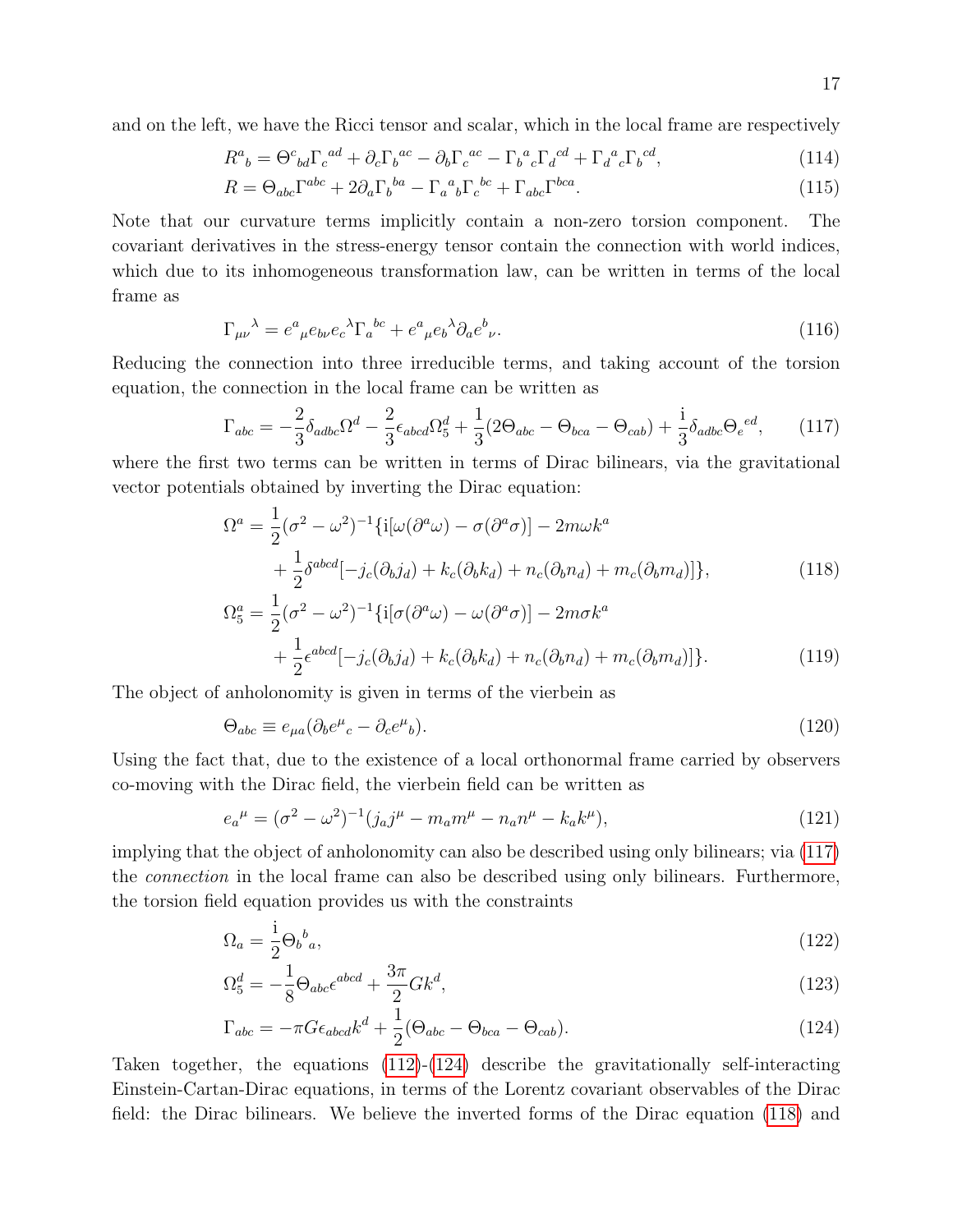and on the left, we have the Ricci tensor and scalar, which in the local frame are respectively

$$R^a{}_b = \Theta^c{}_{bd}\Gamma_c{}^{ad} + \partial_c\Gamma_b{}^{ac} - \partial_b\Gamma_c{}^{ac} - \Gamma_b{}^a{}_c\Gamma_d{}^{cd} + \Gamma_d{}^a{}_c\Gamma_b{}^{cd}, \tag{114}$$

$$R = \Theta_{abc}\Gamma^{abc} + 2\partial_a\Gamma_b{}^{ba} - \Gamma_a{}^a{}_b\Gamma_c{}^{bc} + \Gamma_{abc}\Gamma^{bca}. \tag{115}$$

Note that our curvature terms implicitly contain a non-zero torsion component. The covariant derivatives in the stress-energy tensor contain the connection with world indices, which due to its inhomogeneous transformation law, can be written in terms of the local frame as

$$\Gamma_{\mu\nu}{}^\lambda = e^a{}_\mu e_{b\nu} e_c{}^\lambda \Gamma_a{}^{bc} + e^a{}_\mu e_b{}^\lambda \partial_a e^b{}_\nu. \tag{116}$$

Reducing the connection into three irreducible terms, and taking account of the torsion equation, the connection in the local frame can be written as

$$\Gamma_{abc} = -\frac{2}{3}\delta_{adbc}\Omega^d - \frac{2}{3}\epsilon_{abcd}\Omega_5^d + \frac{1}{3}(2\Theta_{abc} - \Theta_{bca} - \Theta_{cab}) + \frac{\mathrm{i}}{3}\delta_{adbc}\Theta_e{}^{ed}, \tag{117}$$

where the first two terms can be written in terms of Dirac bilinears, via the gravitational vector potentials obtained by inverting the Dirac equation:

$$\begin{aligned}\Omega^a = \frac{1}{2}(\sigma^2 - \omega^2)^{-1}\{&\mathrm{i}[\omega(\partial^a\omega) - \sigma(\partial^a\sigma)] - 2m\omega k^a \\ &+ \frac{1}{2}\delta^{abcd}[-j_c(\partial_b j_d) + k_c(\partial_b k_d) + n_c(\partial_b n_d) + m_c(\partial_b m_d)]\},\end{aligned} \tag{118}$$

$$\begin{aligned}\Omega_5^a = \frac{1}{2}(\sigma^2 - \omega^2)^{-1}\{&\mathrm{i}[\sigma(\partial^a\omega) - \omega(\partial^a\sigma)] - 2m\sigma k^a \\ &+ \frac{1}{2}\epsilon^{abcd}[-j_c(\partial_b j_d) + k_c(\partial_b k_d) + n_c(\partial_b n_d) + m_c(\partial_b m_d)]\}.\end{aligned} \tag{119}$$

The object of anholonomity is given in terms of the vierbein as

$$\Theta_{abc} \equiv e_{\mu a}(\partial_b e^\mu{}_c - \partial_c e^\mu{}_b). \tag{120}$$

Using the fact that, due to the existence of a local orthonormal frame carried by observers co-moving with the Dirac field, the vierbein field can be written as

$$e_a{}^\mu = (\sigma^2 - \omega^2)^{-1}(j_a j^\mu - m_a m^\mu - n_a n^\mu - k_a k^\mu), \tag{121}$$

implying that the object of anholonomity can also be described using only bilinears; via (117) the *connection* in the local frame can also be described using only bilinears. Furthermore, the torsion field equation provides us with the constraints

$$\Omega_a = \frac{\mathrm{i}}{2}\Theta_b{}^b{}_a, \tag{122}$$

$$\Omega_5^d = -\frac{1}{8}\Theta_{abc}\epsilon^{abcd} + \frac{3\pi}{2}Gk^d, \tag{123}$$

$$\Gamma_{abc} = -\pi G\epsilon_{abcd}k^d + \frac{1}{2}(\Theta_{abc} - \Theta_{bca} - \Theta_{cab}). \tag{124}$$

Taken together, the equations (112)-(124) describe the gravitationally self-interacting Einstein-Cartan-Dirac equations, in terms of the Lorentz covariant observables of the Dirac field: the Dirac bilinears. We believe the inverted forms of the Dirac equation (118) and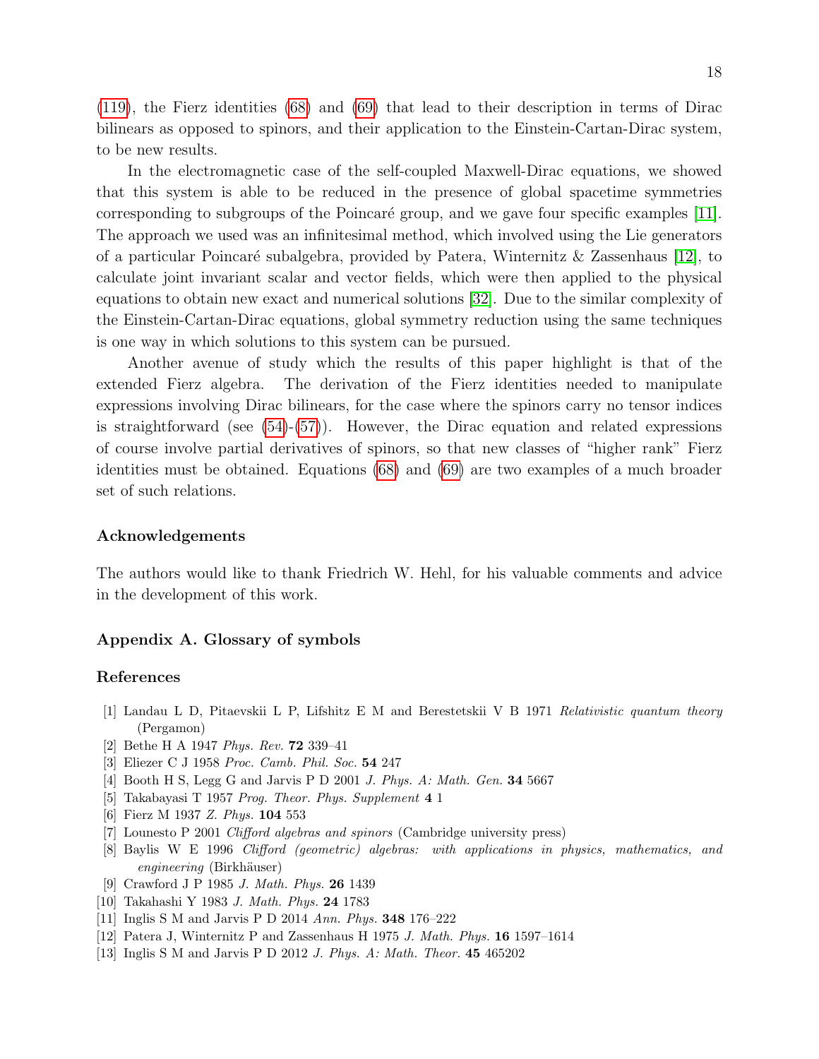(119), the Fierz identities (68) and (69) that lead to their description in terms of Dirac bilinears as opposed to spinors, and their application to the Einstein-Cartan-Dirac system, to be new results.

In the electromagnetic case of the self-coupled Maxwell-Dirac equations, we showed that this system is able to be reduced in the presence of global spacetime symmetries corresponding to subgroups of the Poincaré group, and we gave four specific examples [11]. The approach we used was an infinitesimal method, which involved using the Lie generators of a particular Poincaré subalgebra, provided by Patera, Winternitz & Zassenhaus [12], to calculate joint invariant scalar and vector fields, which were then applied to the physical equations to obtain new exact and numerical solutions [32]. Due to the similar complexity of the Einstein-Cartan-Dirac equations, global symmetry reduction using the same techniques is one way in which solutions to this system can be pursued.

Another avenue of study which the results of this paper highlight is that of the extended Fierz algebra. The derivation of the Fierz identities needed to manipulate expressions involving Dirac bilinears, for the case where the spinors carry no tensor indices is straightforward (see (54)-(57)). However, the Dirac equation and related expressions of course involve partial derivatives of spinors, so that new classes of "higher rank" Fierz identities must be obtained. Equations (68) and (69) are two examples of a much broader set of such relations.

## Acknowledgements

The authors would like to thank Friedrich W. Hehl, for his valuable comments and advice in the development of this work.

## Appendix A. Glossary of symbols

## References

[1] Landau L D, Pitaevskii L P, Lifshitz E M and Berestetskii V B 1971 *Relativistic quantum theory* (Pergamon)
[2] Bethe H A 1947 *Phys. Rev.* **72** 339–41
[3] Eliezer C J 1958 *Proc. Camb. Phil. Soc.* **54** 247
[4] Booth H S, Legg G and Jarvis P D 2001 *J. Phys. A: Math. Gen.* **34** 5667
[5] Takabayasi T 1957 *Prog. Theor. Phys. Supplement* **4** 1
[6] Fierz M 1937 *Z. Phys.* **104** 553
[7] Lounesto P 2001 *Clifford algebras and spinors* (Cambridge university press)
[8] Baylis W E 1996 *Clifford (geometric) algebras: with applications in physics, mathematics, and engineering* (Birkhäuser)
[9] Crawford J P 1985 *J. Math. Phys.* **26** 1439
[10] Takahashi Y 1983 *J. Math. Phys.* **24** 1783
[11] Inglis S M and Jarvis P D 2014 *Ann. Phys.* **348** 176–222
[12] Patera J, Winternitz P and Zassenhaus H 1975 *J. Math. Phys.* **16** 1597–1614
[13] Inglis S M and Jarvis P D 2012 *J. Phys. A: Math. Theor.* **45** 465202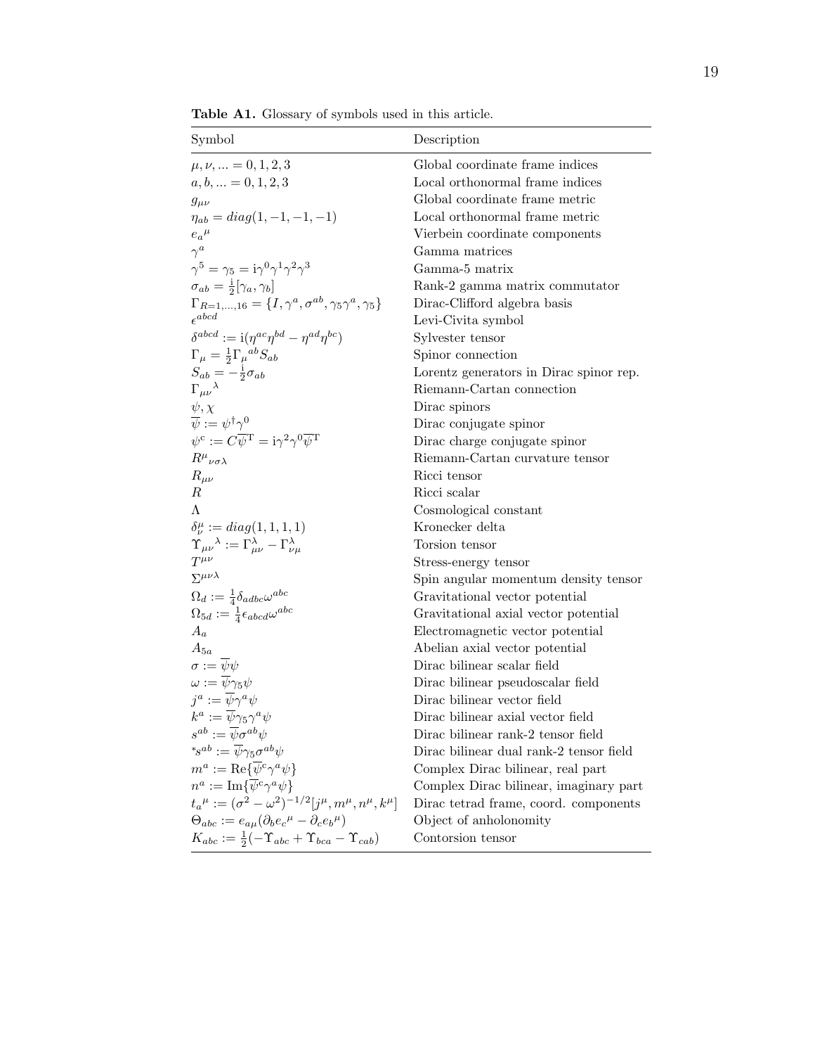**Table A1.** Glossary of symbols used in this article.

| Symbol | Description |
|---|---|
| $\mu, \nu, ... = 0, 1, 2, 3$ | Global coordinate frame indices |
| $a, b, ... = 0, 1, 2, 3$ | Local orthonormal frame indices |
| $g_{\mu\nu}$ | Global coordinate frame metric |
| $\eta_{ab} = diag(1, -1, -1, -1)$ | Local orthonormal frame metric |
| ${e_a}^{\mu}$ | Vierbein coordinate components |
| $\gamma^a$ | Gamma matrices |
| $\gamma^5 = \gamma_5 = \mathrm{i}\gamma^0\gamma^1\gamma^2\gamma^3$ | Gamma-5 matrix |
| $\sigma_{ab} = \frac{\mathrm{i}}{2}[\gamma_a, \gamma_b]$ | Rank-2 gamma matrix commutator |
| $\Gamma_{R=1,...,16} = \{I, \gamma^a, \sigma^{ab}, \gamma_5\gamma^a, \gamma_5\}$ | Dirac-Clifford algebra basis |
| $\epsilon^{abcd}$ | Levi-Civita symbol |
| $\delta^{abcd} := \mathrm{i}(\eta^{ac}\eta^{bd} - \eta^{ad}\eta^{bc})$ | Sylvester tensor |
| $\Gamma_\mu = \frac{1}{2}{\Gamma_\mu}^{ab}S_{ab}$ | Spinor connection |
| $S_{ab} = -\frac{\mathrm{i}}{2}\sigma_{ab}$ | Lorentz generators in Dirac spinor rep. |
| ${\Gamma_{\mu\nu}}^{\lambda}$ | Riemann-Cartan connection |
| $\psi, \chi$ | Dirac spinors |
| $\overline{\psi} := \psi^\dagger\gamma^0$ | Dirac conjugate spinor |
| $\psi^{\mathrm{c}} := C\overline{\psi}^{\mathrm{T}} = \mathrm{i}\gamma^2\gamma^0\overline{\psi}^{\mathrm{T}}$ | Dirac charge conjugate spinor |
| ${R^{\mu}}_{\nu\sigma\lambda}$ | Riemann-Cartan curvature tensor |
| $R_{\mu\nu}$ | Ricci tensor |
| $R$ | Ricci scalar |
| $\Lambda$ | Cosmological constant |
| $\delta^\mu_\nu := diag(1, 1, 1, 1)$ | Kronecker delta |
| ${\Upsilon_{\mu\nu}}^{\lambda} := \Gamma^\lambda_{\mu\nu} - \Gamma^\lambda_{\nu\mu}$ | Torsion tensor |
| $T^{\mu\nu}$ | Stress-energy tensor |
| $\Sigma^{\mu\nu\lambda}$ | Spin angular momentum density tensor |
| $\Omega_d := \frac{1}{4}\delta_{adbc}\omega^{abc}$ | Gravitational vector potential |
| $\Omega_{5d} := \frac{1}{4}\epsilon_{abcd}\omega^{abc}$ | Gravitational axial vector potential |
| $A_a$ | Electromagnetic vector potential |
| $A_{5a}$ | Abelian axial vector potential |
| $\sigma := \overline{\psi}\psi$ | Dirac bilinear scalar field |
| $\omega := \overline{\psi}\gamma_5\psi$ | Dirac bilinear pseudoscalar field |
| $j^a := \overline{\psi}\gamma^a\psi$ | Dirac bilinear vector field |
| $k^a := \overline{\psi}\gamma_5\gamma^a\psi$ | Dirac bilinear axial vector field |
| $s^{ab} := \overline{\psi}\sigma^{ab}\psi$ | Dirac bilinear rank-2 tensor field |
| ${}^*s^{ab} := \overline{\psi}\gamma_5\sigma^{ab}\psi$ | Dirac bilinear dual rank-2 tensor field |
| $m^a := \mathrm{Re}\{\overline{\psi}^{\mathrm{c}}\gamma^a\psi\}$ | Complex Dirac bilinear, real part |
| $n^a := \mathrm{Im}\{\overline{\psi}^{\mathrm{c}}\gamma^a\psi\}$ | Complex Dirac bilinear, imaginary part |
| ${t_a}^{\mu} := (\sigma^2 - \omega^2)^{-1/2}[j^\mu, m^\mu, n^\mu, k^\mu]$ | Dirac tetrad frame, coord. components |
| $\Theta_{abc} := e_{a\mu}(\partial_b {e_c}^{\mu} - \partial_c {e_b}^{\mu})$ | Object of anholonomity |
| $K_{abc} := \frac{1}{2}(-\Upsilon_{abc} + \Upsilon_{bca} - \Upsilon_{cab})$ | Contorsion tensor |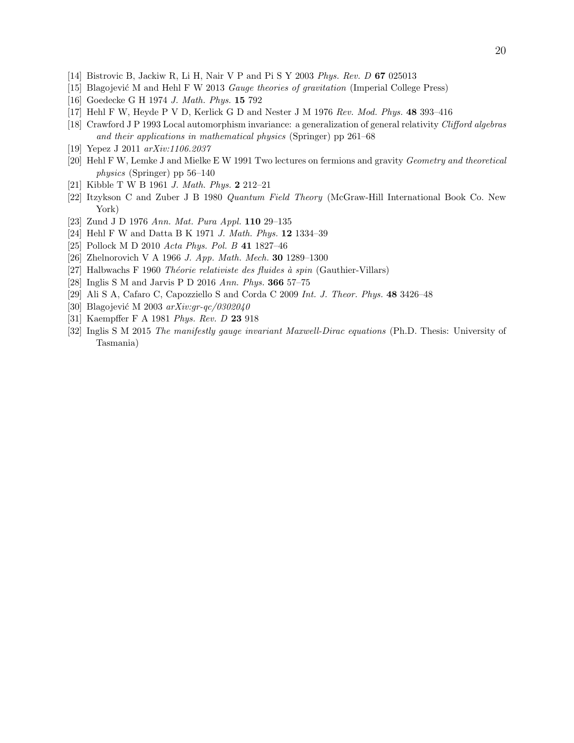[14] Bistrovic B, Jackiw R, Li H, Nair V P and Pi S Y 2003 *Phys. Rev. D* **67** 025013

[15] Blagojević M and Hehl F W 2013 *Gauge theories of gravitation* (Imperial College Press)

[16] Goedecke G H 1974 *J. Math. Phys.* **15** 792

[17] Hehl F W, Heyde P V D, Kerlick G D and Nester J M 1976 *Rev. Mod. Phys.* **48** 393–416

[18] Crawford J P 1993 Local automorphism invariance: a generalization of general relativity *Clifford algebras and their applications in mathematical physics* (Springer) pp 261–68

[19] Yepez J 2011 *arXiv:1106.2037*

[20] Hehl F W, Lemke J and Mielke E W 1991 Two lectures on fermions and gravity *Geometry and theoretical physics* (Springer) pp 56–140

[21] Kibble T W B 1961 *J. Math. Phys.* **2** 212–21

[22] Itzykson C and Zuber J B 1980 *Quantum Field Theory* (McGraw-Hill International Book Co. New York)

[23] Zund J D 1976 *Ann. Mat. Pura Appl.* **110** 29–135

[24] Hehl F W and Datta B K 1971 *J. Math. Phys.* **12** 1334–39

[25] Pollock M D 2010 *Acta Phys. Pol. B* **41** 1827–46

[26] Zhelnorovich V A 1966 *J. App. Math. Mech.* **30** 1289–1300

[27] Halbwachs F 1960 *Théorie relativiste des fluides à spin* (Gauthier-Villars)

[28] Inglis S M and Jarvis P D 2016 *Ann. Phys.* **366** 57–75

[29] Ali S A, Cafaro C, Capozziello S and Corda C 2009 *Int. J. Theor. Phys.* **48** 3426–48

[30] Blagojević M 2003 *arXiv:gr-qc/0302040*

[31] Kaempffer F A 1981 *Phys. Rev. D* **23** 918

[32] Inglis S M 2015 *The manifestly gauge invariant Maxwell-Dirac equations* (Ph.D. Thesis: University of Tasmania)